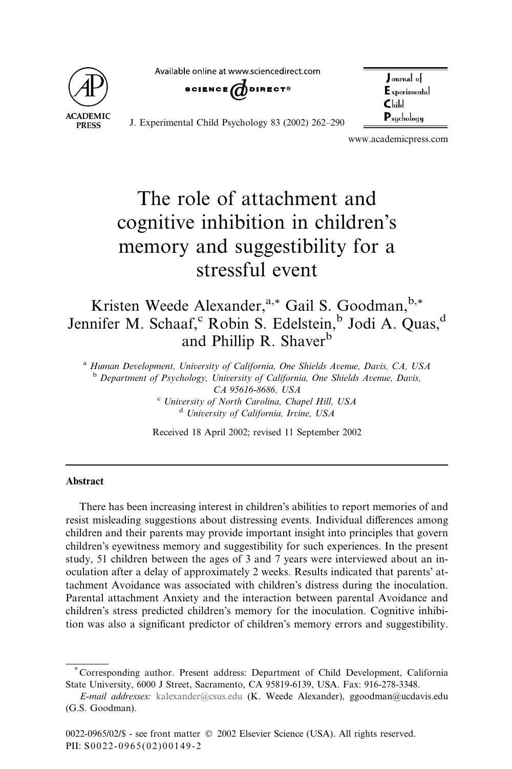# The role of attachment and cognitive inhibition in children's memory and suggestibility for a stressful event

Kristen Weede Alexander,[a,*] Gail S. Goodman,[b,*] Jennifer M. Schaaf,[c] Robin S. Edelstein,[b] Jodi A. Quas,[d] and Phillip R. Shaver[b]

[a] *Human Development, University of California, One Shields Avenue, Davis, CA, USA*
[b] *Department of Psychology, University of California, One Shields Avenue, Davis, CA 95616-8686, USA*
[c] *University of North Carolina, Chapel Hill, USA*
[d] *University of California, Irvine, USA*

Received 18 April 2002; revised 11 September 2002

## Abstract

There has been increasing interest in children's abilities to report memories of and resist misleading suggestions about distressing events. Individual differences among children and their parents may provide important insight into principles that govern children's eyewitness memory and suggestibility for such experiences. In the present study, 51 children between the ages of 3 and 7 years were interviewed about an inoculation after a delay of approximately 2 weeks. Results indicated that parents' attachment Avoidance was associated with children's distress during the inoculation. Parental attachment Anxiety and the interaction between parental Avoidance and children's stress predicted children's memory for the inoculation. Cognitive inhibition was also a significant predictor of children's memory errors and suggestibility.

---

\* Corresponding author. Present address: Department of Child Development, California State University, 6000 J Street, Sacramento, CA 95819-6139, USA. Fax: 916-278-3348.

*E-mail addresses:* kalexander@csus.edu (K. Weede Alexander), ggoodman@ucdavis.edu (G.S. Goodman).

0022-0965/02/$ - see front matter © 2002 Elsevier Science (USA). All rights reserved.
PII: S0022-0965(02)00149-2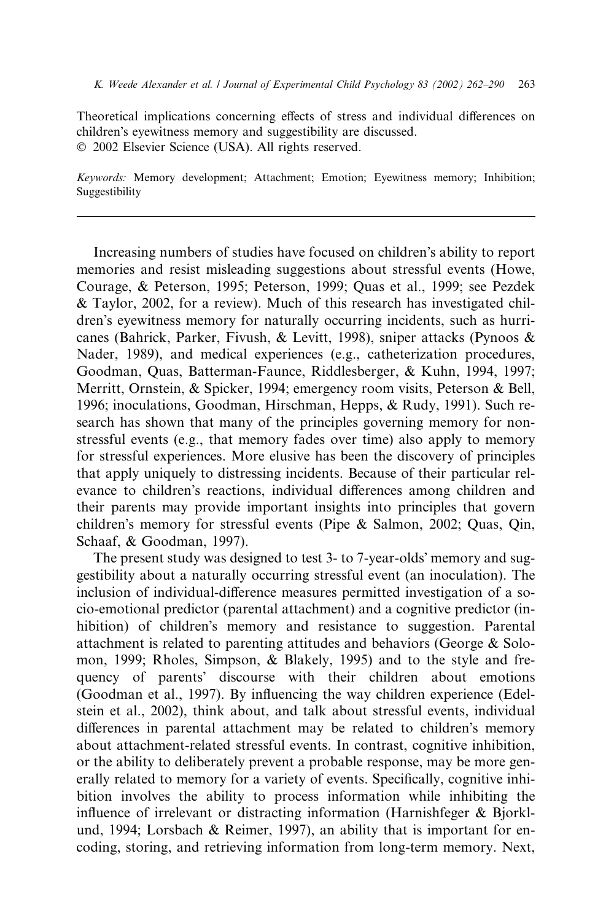Theoretical implications concerning effects of stress and individual differences on children's eyewitness memory and suggestibility are discussed.
© 2002 Elsevier Science (USA). All rights reserved.

*Keywords:* Memory development; Attachment; Emotion; Eyewitness memory; Inhibition; Suggestibility

---

Increasing numbers of studies have focused on children's ability to report memories and resist misleading suggestions about stressful events (Howe, Courage, & Peterson, 1995; Peterson, 1999; Quas et al., 1999; see Pezdek & Taylor, 2002, for a review). Much of this research has investigated children's eyewitness memory for naturally occurring incidents, such as hurricanes (Bahrick, Parker, Fivush, & Levitt, 1998), sniper attacks (Pynoos & Nader, 1989), and medical experiences (e.g., catheterization procedures, Goodman, Quas, Batterman-Faunce, Riddlesberger, & Kuhn, 1994, 1997; Merritt, Ornstein, & Spicker, 1994; emergency room visits, Peterson & Bell, 1996; inoculations, Goodman, Hirschman, Hepps, & Rudy, 1991). Such research has shown that many of the principles governing memory for nonstressful events (e.g., that memory fades over time) also apply to memory for stressful experiences. More elusive has been the discovery of principles that apply uniquely to distressing incidents. Because of their particular relevance to children's reactions, individual differences among children and their parents may provide important insights into principles that govern children's memory for stressful events (Pipe & Salmon, 2002; Quas, Qin, Schaaf, & Goodman, 1997).

The present study was designed to test 3- to 7-year-olds' memory and suggestibility about a naturally occurring stressful event (an inoculation). The inclusion of individual-difference measures permitted investigation of a socio-emotional predictor (parental attachment) and a cognitive predictor (inhibition) of children's memory and resistance to suggestion. Parental attachment is related to parenting attitudes and behaviors (George & Solomon, 1999; Rholes, Simpson, & Blakely, 1995) and to the style and frequency of parents' discourse with their children about emotions (Goodman et al., 1997). By influencing the way children experience (Edelstein et al., 2002), think about, and talk about stressful events, individual differences in parental attachment may be related to children's memory about attachment-related stressful events. In contrast, cognitive inhibition, or the ability to deliberately prevent a probable response, may be more generally related to memory for a variety of events. Specifically, cognitive inhibition involves the ability to process information while inhibiting the influence of irrelevant or distracting information (Harnishfeger & Bjorklund, 1994; Lorsbach & Reimer, 1997), an ability that is important for encoding, storing, and retrieving information from long-term memory. Next,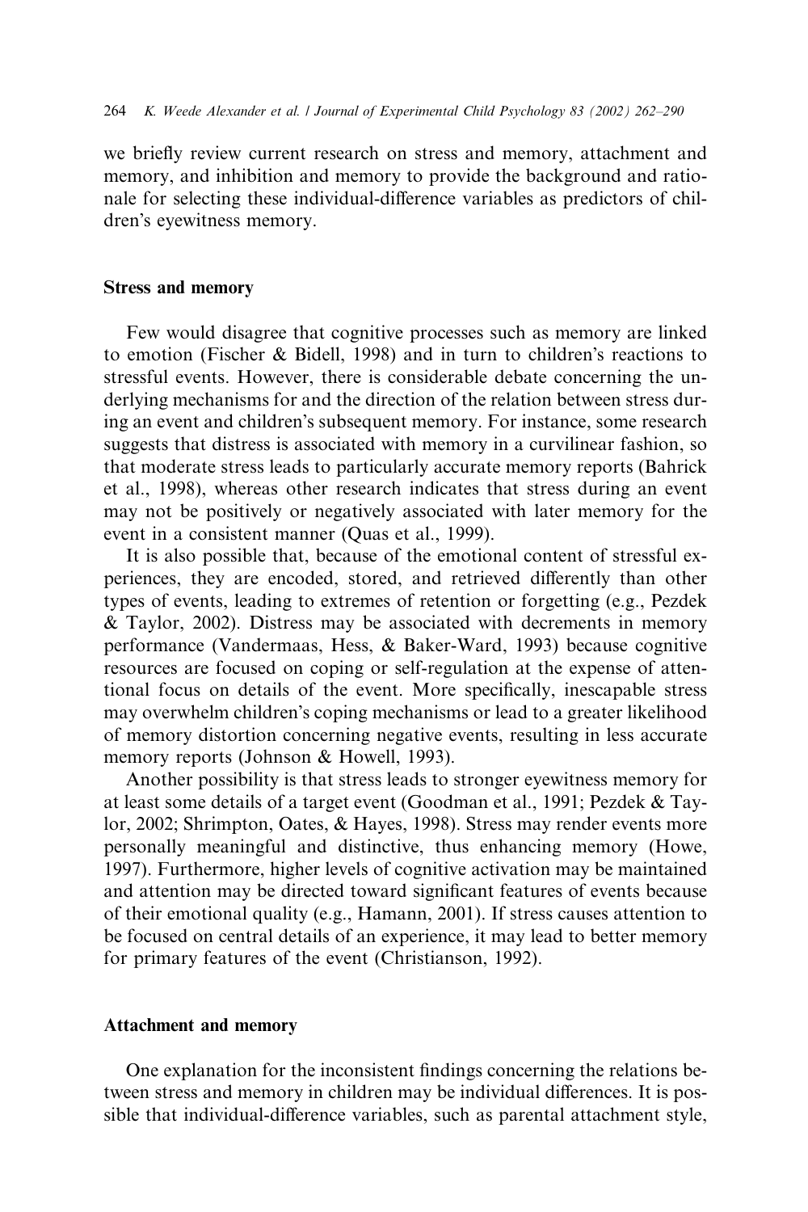we briefly review current research on stress and memory, attachment and memory, and inhibition and memory to provide the background and rationale for selecting these individual-difference variables as predictors of children's eyewitness memory.

## Stress and memory

Few would disagree that cognitive processes such as memory are linked to emotion (Fischer & Bidell, 1998) and in turn to children's reactions to stressful events. However, there is considerable debate concerning the underlying mechanisms for and the direction of the relation between stress during an event and children's subsequent memory. For instance, some research suggests that distress is associated with memory in a curvilinear fashion, so that moderate stress leads to particularly accurate memory reports (Bahrick et al., 1998), whereas other research indicates that stress during an event may not be positively or negatively associated with later memory for the event in a consistent manner (Quas et al., 1999).

It is also possible that, because of the emotional content of stressful experiences, they are encoded, stored, and retrieved differently than other types of events, leading to extremes of retention or forgetting (e.g., Pezdek & Taylor, 2002). Distress may be associated with decrements in memory performance (Vandermaas, Hess, & Baker-Ward, 1993) because cognitive resources are focused on coping or self-regulation at the expense of attentional focus on details of the event. More specifically, inescapable stress may overwhelm children's coping mechanisms or lead to a greater likelihood of memory distortion concerning negative events, resulting in less accurate memory reports (Johnson & Howell, 1993).

Another possibility is that stress leads to stronger eyewitness memory for at least some details of a target event (Goodman et al., 1991; Pezdek & Taylor, 2002; Shrimpton, Oates, & Hayes, 1998). Stress may render events more personally meaningful and distinctive, thus enhancing memory (Howe, 1997). Furthermore, higher levels of cognitive activation may be maintained and attention may be directed toward significant features of events because of their emotional quality (e.g., Hamann, 2001). If stress causes attention to be focused on central details of an experience, it may lead to better memory for primary features of the event (Christianson, 1992).

## Attachment and memory

One explanation for the inconsistent findings concerning the relations between stress and memory in children may be individual differences. It is possible that individual-difference variables, such as parental attachment style,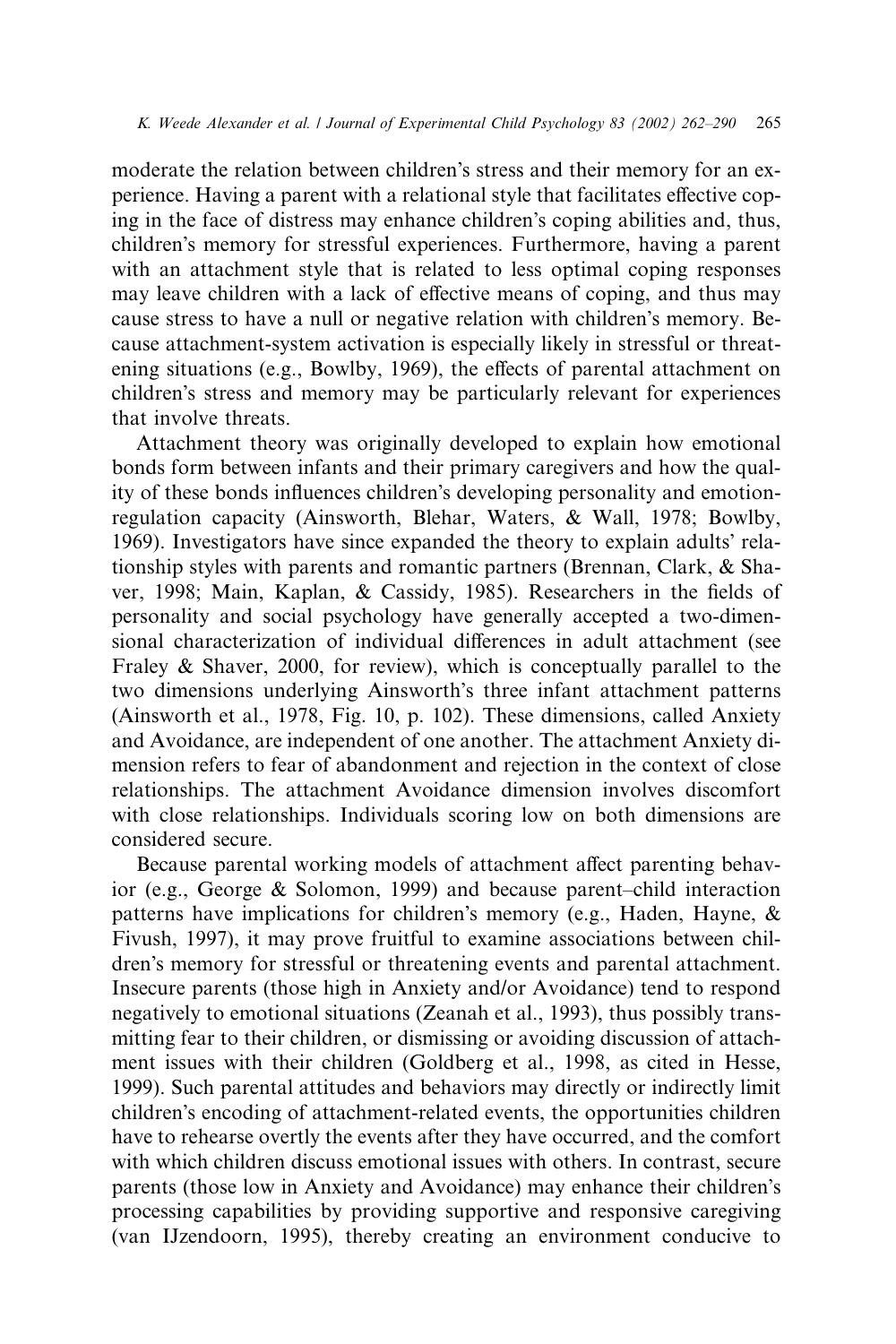moderate the relation between children's stress and their memory for an experience. Having a parent with a relational style that facilitates effective coping in the face of distress may enhance children's coping abilities and, thus, children's memory for stressful experiences. Furthermore, having a parent with an attachment style that is related to less optimal coping responses may leave children with a lack of effective means of coping, and thus may cause stress to have a null or negative relation with children's memory. Because attachment-system activation is especially likely in stressful or threatening situations (e.g., Bowlby, 1969), the effects of parental attachment on children's stress and memory may be particularly relevant for experiences that involve threats.

Attachment theory was originally developed to explain how emotional bonds form between infants and their primary caregivers and how the quality of these bonds influences children's developing personality and emotion-regulation capacity (Ainsworth, Blehar, Waters, & Wall, 1978; Bowlby, 1969). Investigators have since expanded the theory to explain adults' relationship styles with parents and romantic partners (Brennan, Clark, & Shaver, 1998; Main, Kaplan, & Cassidy, 1985). Researchers in the fields of personality and social psychology have generally accepted a two-dimensional characterization of individual differences in adult attachment (see Fraley & Shaver, 2000, for review), which is conceptually parallel to the two dimensions underlying Ainsworth's three infant attachment patterns (Ainsworth et al., 1978, Fig. 10, p. 102). These dimensions, called Anxiety and Avoidance, are independent of one another. The attachment Anxiety dimension refers to fear of abandonment and rejection in the context of close relationships. The attachment Avoidance dimension involves discomfort with close relationships. Individuals scoring low on both dimensions are considered secure.

Because parental working models of attachment affect parenting behavior (e.g., George & Solomon, 1999) and because parent–child interaction patterns have implications for children's memory (e.g., Haden, Hayne, & Fivush, 1997), it may prove fruitful to examine associations between children's memory for stressful or threatening events and parental attachment. Insecure parents (those high in Anxiety and/or Avoidance) tend to respond negatively to emotional situations (Zeanah et al., 1993), thus possibly transmitting fear to their children, or dismissing or avoiding discussion of attachment issues with their children (Goldberg et al., 1998, as cited in Hesse, 1999). Such parental attitudes and behaviors may directly or indirectly limit children's encoding of attachment-related events, the opportunities children have to rehearse overtly the events after they have occurred, and the comfort with which children discuss emotional issues with others. In contrast, secure parents (those low in Anxiety and Avoidance) may enhance their children's processing capabilities by providing supportive and responsive caregiving (van IJzendoorn, 1995), thereby creating an environment conducive to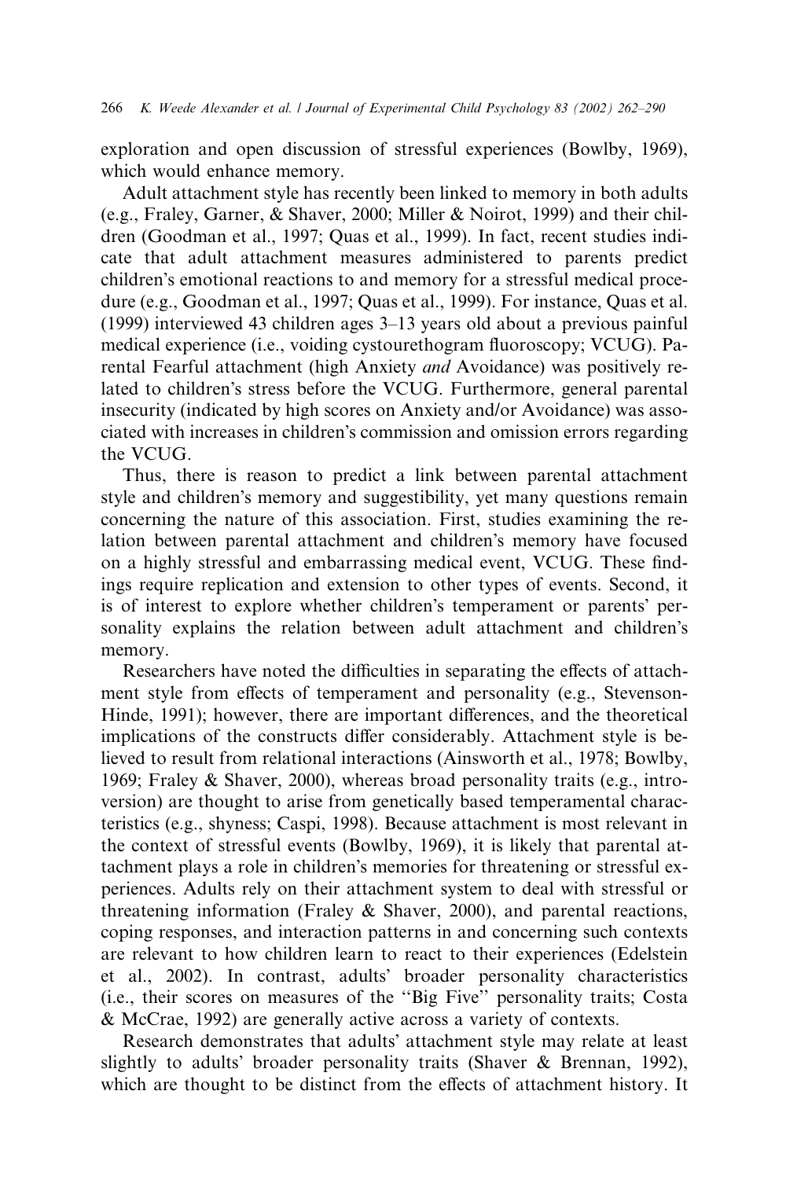exploration and open discussion of stressful experiences (Bowlby, 1969), which would enhance memory.

Adult attachment style has recently been linked to memory in both adults (e.g., Fraley, Garner, & Shaver, 2000; Miller & Noirot, 1999) and their children (Goodman et al., 1997; Quas et al., 1999). In fact, recent studies indicate that adult attachment measures administered to parents predict children's emotional reactions to and memory for a stressful medical procedure (e.g., Goodman et al., 1997; Quas et al., 1999). For instance, Quas et al. (1999) interviewed 43 children ages 3–13 years old about a previous painful medical experience (i.e., voiding cystourethogram fluoroscopy; VCUG). Parental Fearful attachment (high Anxiety *and* Avoidance) was positively related to children's stress before the VCUG. Furthermore, general parental insecurity (indicated by high scores on Anxiety and/or Avoidance) was associated with increases in children's commission and omission errors regarding the VCUG.

Thus, there is reason to predict a link between parental attachment style and children's memory and suggestibility, yet many questions remain concerning the nature of this association. First, studies examining the relation between parental attachment and children's memory have focused on a highly stressful and embarrassing medical event, VCUG. These findings require replication and extension to other types of events. Second, it is of interest to explore whether children's temperament or parents' personality explains the relation between adult attachment and children's memory.

Researchers have noted the difficulties in separating the effects of attachment style from effects of temperament and personality (e.g., Stevenson-Hinde, 1991); however, there are important differences, and the theoretical implications of the constructs differ considerably. Attachment style is believed to result from relational interactions (Ainsworth et al., 1978; Bowlby, 1969; Fraley & Shaver, 2000), whereas broad personality traits (e.g., introversion) are thought to arise from genetically based temperamental characteristics (e.g., shyness; Caspi, 1998). Because attachment is most relevant in the context of stressful events (Bowlby, 1969), it is likely that parental attachment plays a role in children's memories for threatening or stressful experiences. Adults rely on their attachment system to deal with stressful or threatening information (Fraley & Shaver, 2000), and parental reactions, coping responses, and interaction patterns in and concerning such contexts are relevant to how children learn to react to their experiences (Edelstein et al., 2002). In contrast, adults' broader personality characteristics (i.e., their scores on measures of the "Big Five" personality traits; Costa & McCrae, 1992) are generally active across a variety of contexts.

Research demonstrates that adults' attachment style may relate at least slightly to adults' broader personality traits (Shaver & Brennan, 1992), which are thought to be distinct from the effects of attachment history. It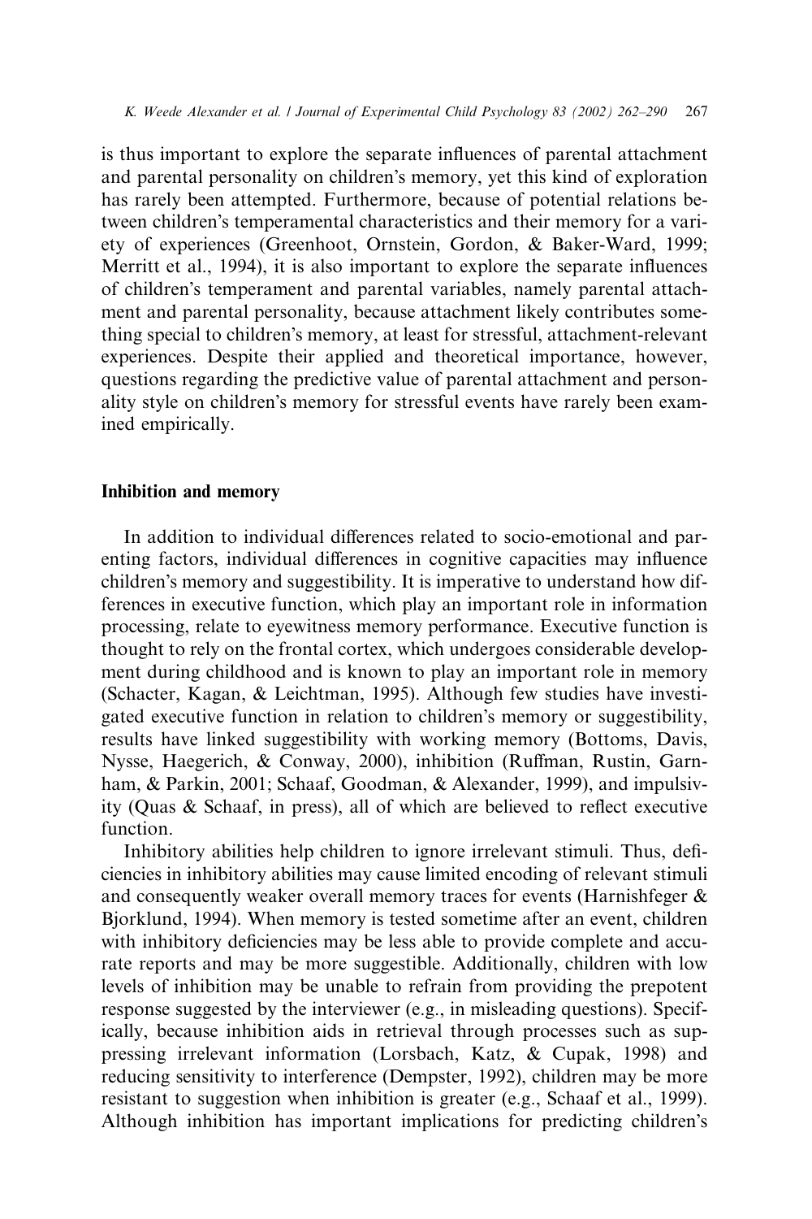is thus important to explore the separate influences of parental attachment and parental personality on children's memory, yet this kind of exploration has rarely been attempted. Furthermore, because of potential relations between children's temperamental characteristics and their memory for a variety of experiences (Greenhoot, Ornstein, Gordon, & Baker-Ward, 1999; Merritt et al., 1994), it is also important to explore the separate influences of children's temperament and parental variables, namely parental attachment and parental personality, because attachment likely contributes something special to children's memory, at least for stressful, attachment-relevant experiences. Despite their applied and theoretical importance, however, questions regarding the predictive value of parental attachment and personality style on children's memory for stressful events have rarely been examined empirically.

## Inhibition and memory

In addition to individual differences related to socio-emotional and parenting factors, individual differences in cognitive capacities may influence children's memory and suggestibility. It is imperative to understand how differences in executive function, which play an important role in information processing, relate to eyewitness memory performance. Executive function is thought to rely on the frontal cortex, which undergoes considerable development during childhood and is known to play an important role in memory (Schacter, Kagan, & Leichtman, 1995). Although few studies have investigated executive function in relation to children's memory or suggestibility, results have linked suggestibility with working memory (Bottoms, Davis, Nysse, Haegerich, & Conway, 2000), inhibition (Ruffman, Rustin, Garnham, & Parkin, 2001; Schaaf, Goodman, & Alexander, 1999), and impulsivity (Quas & Schaaf, in press), all of which are believed to reflect executive function.

Inhibitory abilities help children to ignore irrelevant stimuli. Thus, deficiencies in inhibitory abilities may cause limited encoding of relevant stimuli and consequently weaker overall memory traces for events (Harnishfeger & Bjorklund, 1994). When memory is tested sometime after an event, children with inhibitory deficiencies may be less able to provide complete and accurate reports and may be more suggestible. Additionally, children with low levels of inhibition may be unable to refrain from providing the prepotent response suggested by the interviewer (e.g., in misleading questions). Specifically, because inhibition aids in retrieval through processes such as suppressing irrelevant information (Lorsbach, Katz, & Cupak, 1998) and reducing sensitivity to interference (Dempster, 1992), children may be more resistant to suggestion when inhibition is greater (e.g., Schaaf et al., 1999). Although inhibition has important implications for predicting children's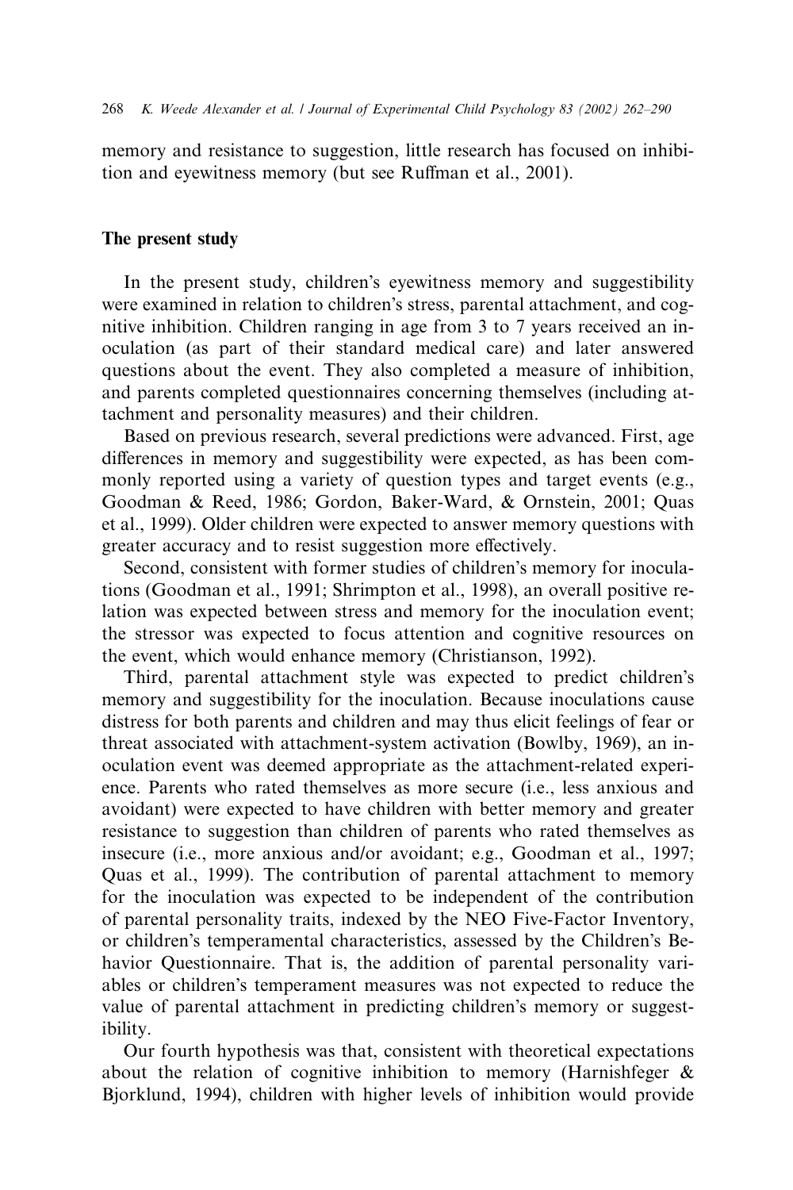memory and resistance to suggestion, little research has focused on inhibition and eyewitness memory (but see Ruffman et al., 2001).

## The present study

In the present study, children's eyewitness memory and suggestibility were examined in relation to children's stress, parental attachment, and cognitive inhibition. Children ranging in age from 3 to 7 years received an inoculation (as part of their standard medical care) and later answered questions about the event. They also completed a measure of inhibition, and parents completed questionnaires concerning themselves (including attachment and personality measures) and their children.

Based on previous research, several predictions were advanced. First, age differences in memory and suggestibility were expected, as has been commonly reported using a variety of question types and target events (e.g., Goodman & Reed, 1986; Gordon, Baker-Ward, & Ornstein, 2001; Quas et al., 1999). Older children were expected to answer memory questions with greater accuracy and to resist suggestion more effectively.

Second, consistent with former studies of children's memory for inoculations (Goodman et al., 1991; Shrimpton et al., 1998), an overall positive relation was expected between stress and memory for the inoculation event; the stressor was expected to focus attention and cognitive resources on the event, which would enhance memory (Christianson, 1992).

Third, parental attachment style was expected to predict children's memory and suggestibility for the inoculation. Because inoculations cause distress for both parents and children and may thus elicit feelings of fear or threat associated with attachment-system activation (Bowlby, 1969), an inoculation event was deemed appropriate as the attachment-related experience. Parents who rated themselves as more secure (i.e., less anxious and avoidant) were expected to have children with better memory and greater resistance to suggestion than children of parents who rated themselves as insecure (i.e., more anxious and/or avoidant; e.g., Goodman et al., 1997; Quas et al., 1999). The contribution of parental attachment to memory for the inoculation was expected to be independent of the contribution of parental personality traits, indexed by the NEO Five-Factor Inventory, or children's temperamental characteristics, assessed by the Children's Behavior Questionnaire. That is, the addition of parental personality variables or children's temperament measures was not expected to reduce the value of parental attachment in predicting children's memory or suggestibility.

Our fourth hypothesis was that, consistent with theoretical expectations about the relation of cognitive inhibition to memory (Harnishfeger & Bjorklund, 1994), children with higher levels of inhibition would provide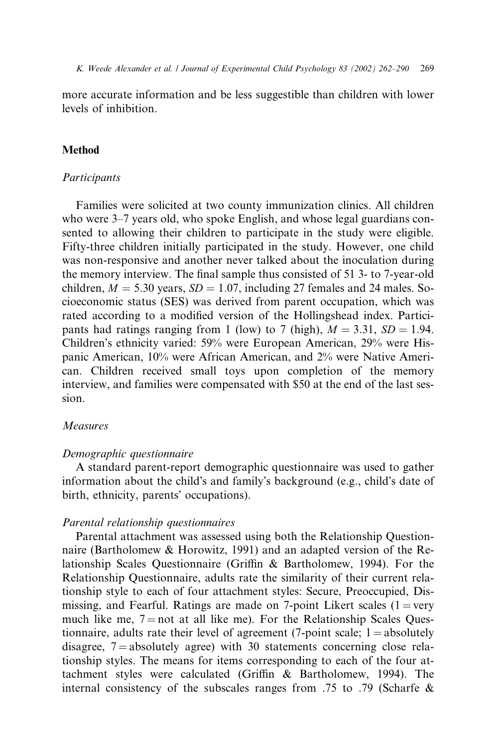more accurate information and be less suggestible than children with lower levels of inhibition.

## Method

### *Participants*

Families were solicited at two county immunization clinics. All children who were 3–7 years old, who spoke English, and whose legal guardians consented to allowing their children to participate in the study were eligible. Fifty-three children initially participated in the study. However, one child was non-responsive and another never talked about the inoculation during the memory interview. The final sample thus consisted of 51 3- to 7-year-old children, $M = 5.30$ years, $SD = 1.07$, including 27 females and 24 males. Socioeconomic status (SES) was derived from parent occupation, which was rated according to a modified version of the Hollingshead index. Participants had ratings ranging from 1 (low) to 7 (high), $M = 3.31$, $SD = 1.94$. Children's ethnicity varied: 59% were European American, 29% were Hispanic American, 10% were African American, and 2% were Native American. Children received small toys upon completion of the memory interview, and families were compensated with $50 at the end of the last session.

### *Measures*

#### *Demographic questionnaire*

A standard parent-report demographic questionnaire was used to gather information about the child's and family's background (e.g., child's date of birth, ethnicity, parents' occupations).

#### *Parental relationship questionnaires*

Parental attachment was assessed using both the Relationship Questionnaire (Bartholomew & Horowitz, 1991) and an adapted version of the Relationship Scales Questionnaire (Griffin & Bartholomew, 1994). For the Relationship Questionnaire, adults rate the similarity of their current relationship style to each of four attachment styles: Secure, Preoccupied, Dismissing, and Fearful. Ratings are made on 7-point Likert scales (1 = very much like me, 7 = not at all like me). For the Relationship Scales Questionnaire, adults rate their level of agreement (7-point scale; 1 = absolutely disagree, 7 = absolutely agree) with 30 statements concerning close relationship styles. The means for items corresponding to each of the four attachment styles were calculated (Griffin & Bartholomew, 1994). The internal consistency of the subscales ranges from .75 to .79 (Scharfe &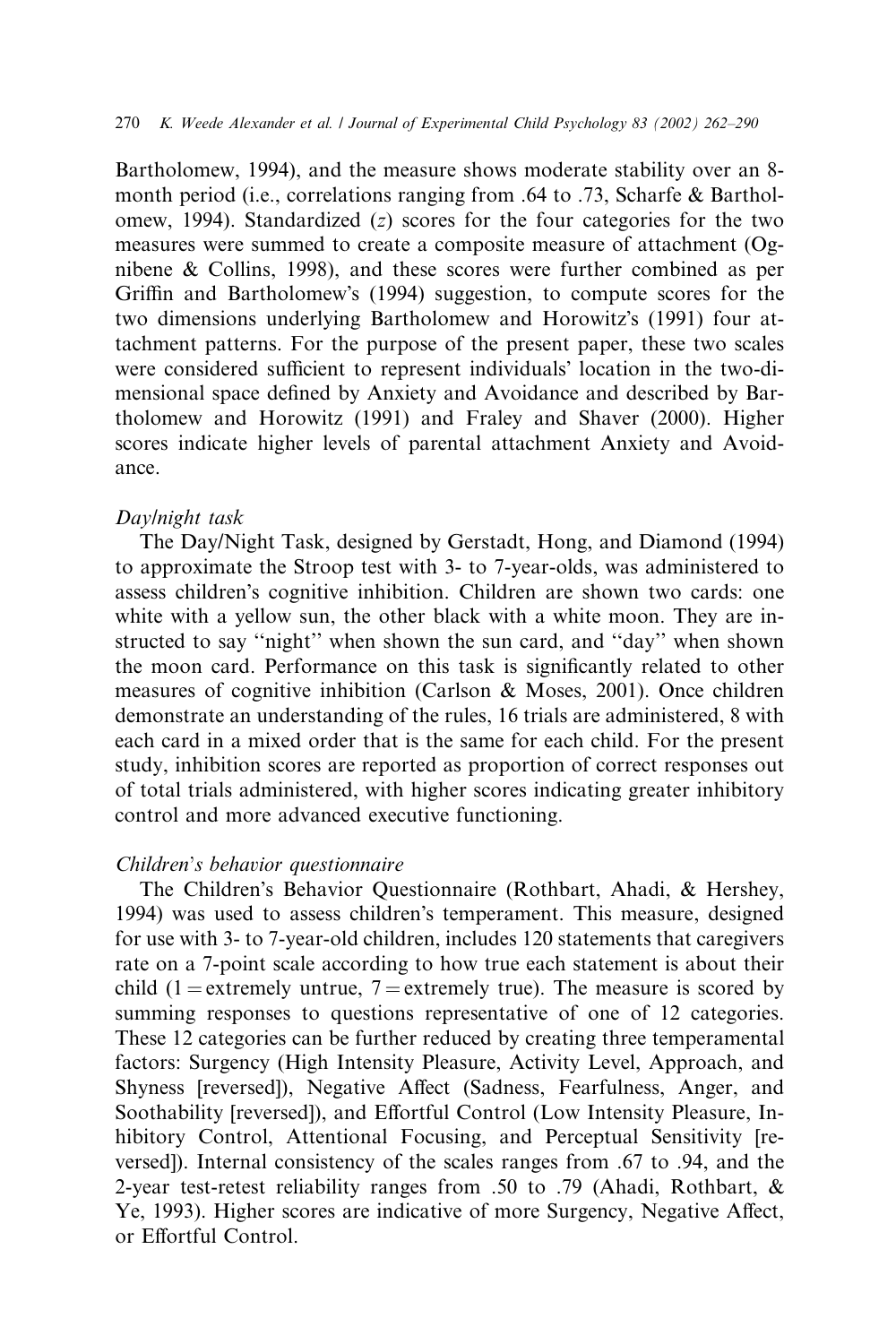Bartholomew, 1994), and the measure shows moderate stability over an 8-month period (i.e., correlations ranging from .64 to .73, Scharfe & Bartholomew, 1994). Standardized ($z$) scores for the four categories for the two measures were summed to create a composite measure of attachment (Ognibene & Collins, 1998), and these scores were further combined as per Griffin and Bartholomew's (1994) suggestion, to compute scores for the two dimensions underlying Bartholomew and Horowitz's (1991) four attachment patterns. For the purpose of the present paper, these two scales were considered sufficient to represent individuals' location in the two-dimensional space defined by Anxiety and Avoidance and described by Bartholomew and Horowitz (1991) and Fraley and Shaver (2000). Higher scores indicate higher levels of parental attachment Anxiety and Avoidance.

### *Day/night task*

The Day/Night Task, designed by Gerstadt, Hong, and Diamond (1994) to approximate the Stroop test with 3- to 7-year-olds, was administered to assess children's cognitive inhibition. Children are shown two cards: one white with a yellow sun, the other black with a white moon. They are instructed to say "night" when shown the sun card, and "day" when shown the moon card. Performance on this task is significantly related to other measures of cognitive inhibition (Carlson & Moses, 2001). Once children demonstrate an understanding of the rules, 16 trials are administered, 8 with each card in a mixed order that is the same for each child. For the present study, inhibition scores are reported as proportion of correct responses out of total trials administered, with higher scores indicating greater inhibitory control and more advanced executive functioning.

### *Children's behavior questionnaire*

The Children's Behavior Questionnaire (Rothbart, Ahadi, & Hershey, 1994) was used to assess children's temperament. This measure, designed for use with 3- to 7-year-old children, includes 120 statements that caregivers rate on a 7-point scale according to how true each statement is about their child (1 = extremely untrue, 7 = extremely true). The measure is scored by summing responses to questions representative of one of 12 categories. These 12 categories can be further reduced by creating three temperamental factors: Surgency (High Intensity Pleasure, Activity Level, Approach, and Shyness [reversed]), Negative Affect (Sadness, Fearfulness, Anger, and Soothability [reversed]), and Effortful Control (Low Intensity Pleasure, Inhibitory Control, Attentional Focusing, and Perceptual Sensitivity [reversed]). Internal consistency of the scales ranges from .67 to .94, and the 2-year test-retest reliability ranges from .50 to .79 (Ahadi, Rothbart, & Ye, 1993). Higher scores are indicative of more Surgency, Negative Affect, or Effortful Control.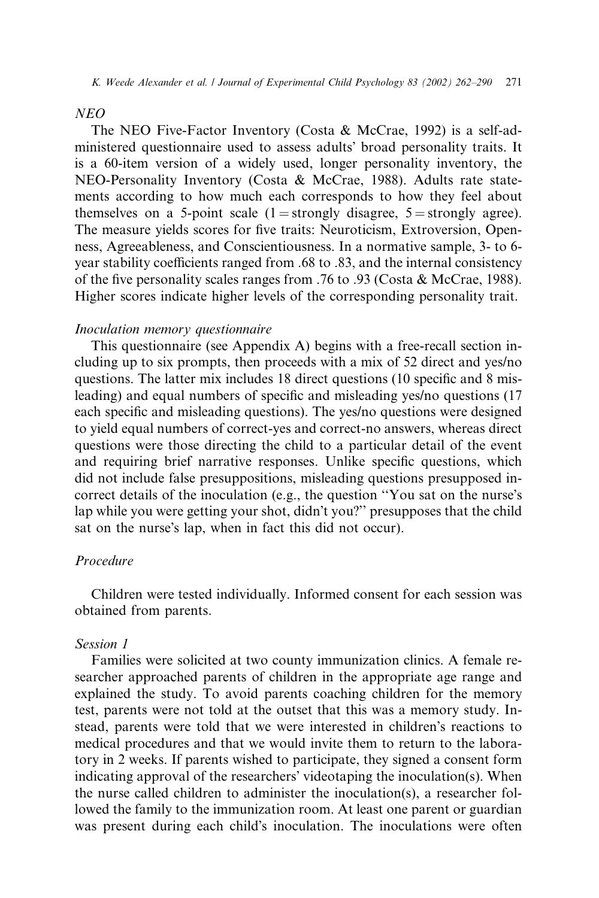### *NEO*

The NEO Five-Factor Inventory (Costa & McCrae, 1992) is a self-administered questionnaire used to assess adults' broad personality traits. It is a 60-item version of a widely used, longer personality inventory, the NEO-Personality Inventory (Costa & McCrae, 1988). Adults rate statements according to how much each corresponds to how they feel about themselves on a 5-point scale (1 = strongly disagree, 5 = strongly agree). The measure yields scores for five traits: Neuroticism, Extroversion, Openness, Agreeableness, and Conscientiousness. In a normative sample, 3- to 6-year stability coefficients ranged from .68 to .83, and the internal consistency of the five personality scales ranges from .76 to .93 (Costa & McCrae, 1988). Higher scores indicate higher levels of the corresponding personality trait.

### *Inoculation memory questionnaire*

This questionnaire (see Appendix A) begins with a free-recall section including up to six prompts, then proceeds with a mix of 52 direct and yes/no questions. The latter mix includes 18 direct questions (10 specific and 8 misleading) and equal numbers of specific and misleading yes/no questions (17 each specific and misleading questions). The yes/no questions were designed to yield equal numbers of correct-yes and correct-no answers, whereas direct questions were those directing the child to a particular detail of the event and requiring brief narrative responses. Unlike specific questions, which did not include false presuppositions, misleading questions presupposed incorrect details of the inoculation (e.g., the question "You sat on the nurse's lap while you were getting your shot, didn't you?" presupposes that the child sat on the nurse's lap, when in fact this did not occur).

## *Procedure*

Children were tested individually. Informed consent for each session was obtained from parents.

### *Session 1*

Families were solicited at two county immunization clinics. A female researcher approached parents of children in the appropriate age range and explained the study. To avoid parents coaching children for the memory test, parents were not told at the outset that this was a memory study. Instead, parents were told that we were interested in children's reactions to medical procedures and that we would invite them to return to the laboratory in 2 weeks. If parents wished to participate, they signed a consent form indicating approval of the researchers' videotaping the inoculation(s). When the nurse called children to administer the inoculation(s), a researcher followed the family to the immunization room. At least one parent or guardian was present during each child's inoculation. The inoculations were often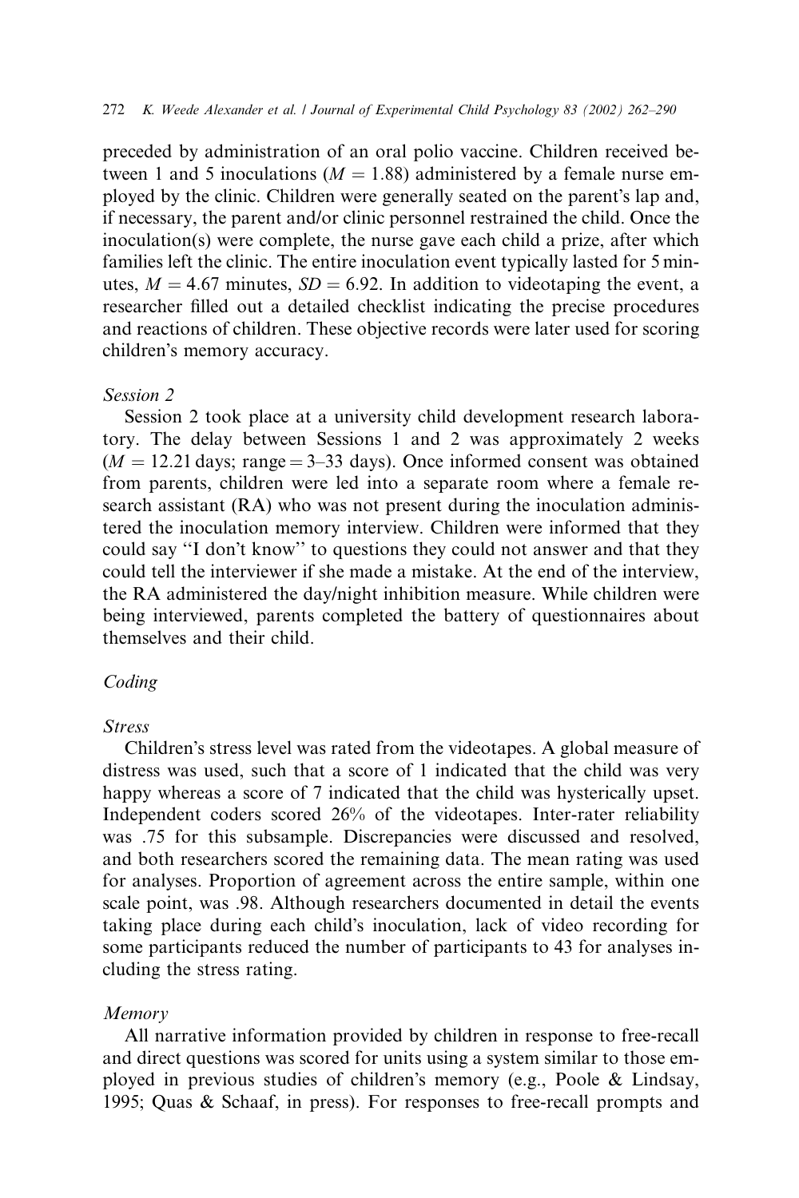preceded by administration of an oral polio vaccine. Children received between 1 and 5 inoculations ($M = 1.88$) administered by a female nurse employed by the clinic. Children were generally seated on the parent's lap and, if necessary, the parent and/or clinic personnel restrained the child. Once the inoculation(s) were complete, the nurse gave each child a prize, after which families left the clinic. The entire inoculation event typically lasted for 5 minutes, $M = 4.67$ minutes, $SD = 6.92$. In addition to videotaping the event, a researcher filled out a detailed checklist indicating the precise procedures and reactions of children. These objective records were later used for scoring children's memory accuracy.

### *Session 2*

Session 2 took place at a university child development research laboratory. The delay between Sessions 1 and 2 was approximately 2 weeks ($M = 12.21$ days; range = 3–33 days). Once informed consent was obtained from parents, children were led into a separate room where a female research assistant (RA) who was not present during the inoculation administered the inoculation memory interview. Children were informed that they could say "I don't know" to questions they could not answer and that they could tell the interviewer if she made a mistake. At the end of the interview, the RA administered the day/night inhibition measure. While children were being interviewed, parents completed the battery of questionnaires about themselves and their child.

## *Coding*

### *Stress*

Children's stress level was rated from the videotapes. A global measure of distress was used, such that a score of 1 indicated that the child was very happy whereas a score of 7 indicated that the child was hysterically upset. Independent coders scored 26% of the videotapes. Inter-rater reliability was .75 for this subsample. Discrepancies were discussed and resolved, and both researchers scored the remaining data. The mean rating was used for analyses. Proportion of agreement across the entire sample, within one scale point, was .98. Although researchers documented in detail the events taking place during each child's inoculation, lack of video recording for some participants reduced the number of participants to 43 for analyses including the stress rating.

### *Memory*

All narrative information provided by children in response to free-recall and direct questions was scored for units using a system similar to those employed in previous studies of children's memory (e.g., Poole & Lindsay, 1995; Quas & Schaaf, in press). For responses to free-recall prompts and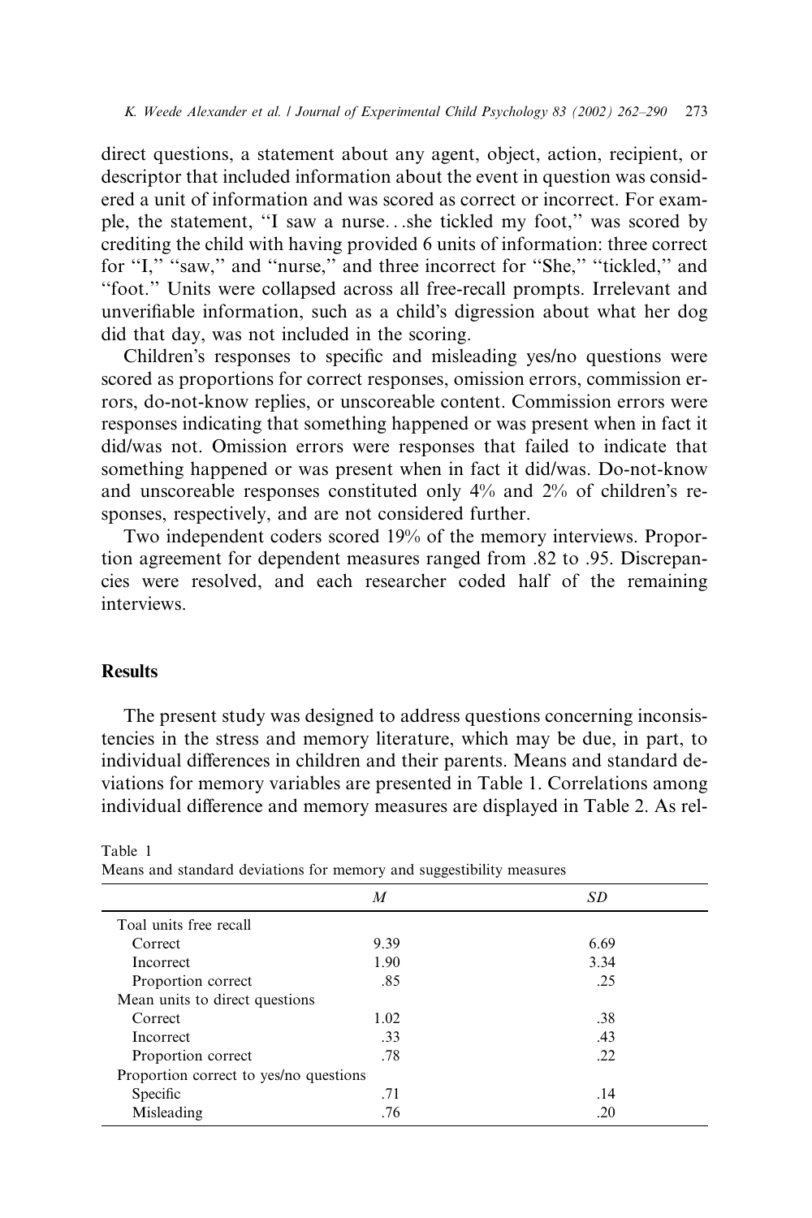direct questions, a statement about any agent, object, action, recipient, or descriptor that included information about the event in question was considered a unit of information and was scored as correct or incorrect. For example, the statement, ''I saw a nurse…she tickled my foot,'' was scored by crediting the child with having provided 6 units of information: three correct for ''I,'' ''saw,'' and ''nurse,'' and three incorrect for ''She,'' ''tickled,'' and ''foot.'' Units were collapsed across all free-recall prompts. Irrelevant and unverifiable information, such as a child's digression about what her dog did that day, was not included in the scoring.

Children's responses to specific and misleading yes/no questions were scored as proportions for correct responses, omission errors, commission errors, do-not-know replies, or unscoreable content. Commission errors were responses indicating that something happened or was present when in fact it did/was not. Omission errors were responses that failed to indicate that something happened or was present when in fact it did/was. Do-not-know and unscoreable responses constituted only 4% and 2% of children's responses, respectively, and are not considered further.

Two independent coders scored 19% of the memory interviews. Proportion agreement for dependent measures ranged from .82 to .95. Discrepancies were resolved, and each researcher coded half of the remaining interviews.

## Results

The present study was designed to address questions concerning inconsistencies in the stress and memory literature, which may be due, in part, to individual differences in children and their parents. Means and standard deviations for memory variables are presented in Table 1. Correlations among individual difference and memory measures are displayed in Table 2. As rel-

Table 1
Means and standard deviations for memory and suggestibility measures

| | *M* | *SD* |
|---|---|---|
| Toal units free recall | | |
| Correct | 9.39 | 6.69 |
| Incorrect | 1.90 | 3.34 |
| Proportion correct | .85 | .25 |
| Mean units to direct questions | | |
| Correct | 1.02 | .38 |
| Incorrect | .33 | .43 |
| Proportion correct | .78 | .22 |
| Proportion correct to yes/no questions | | |
| Specific | .71 | .14 |
| Misleading | .76 | .20 |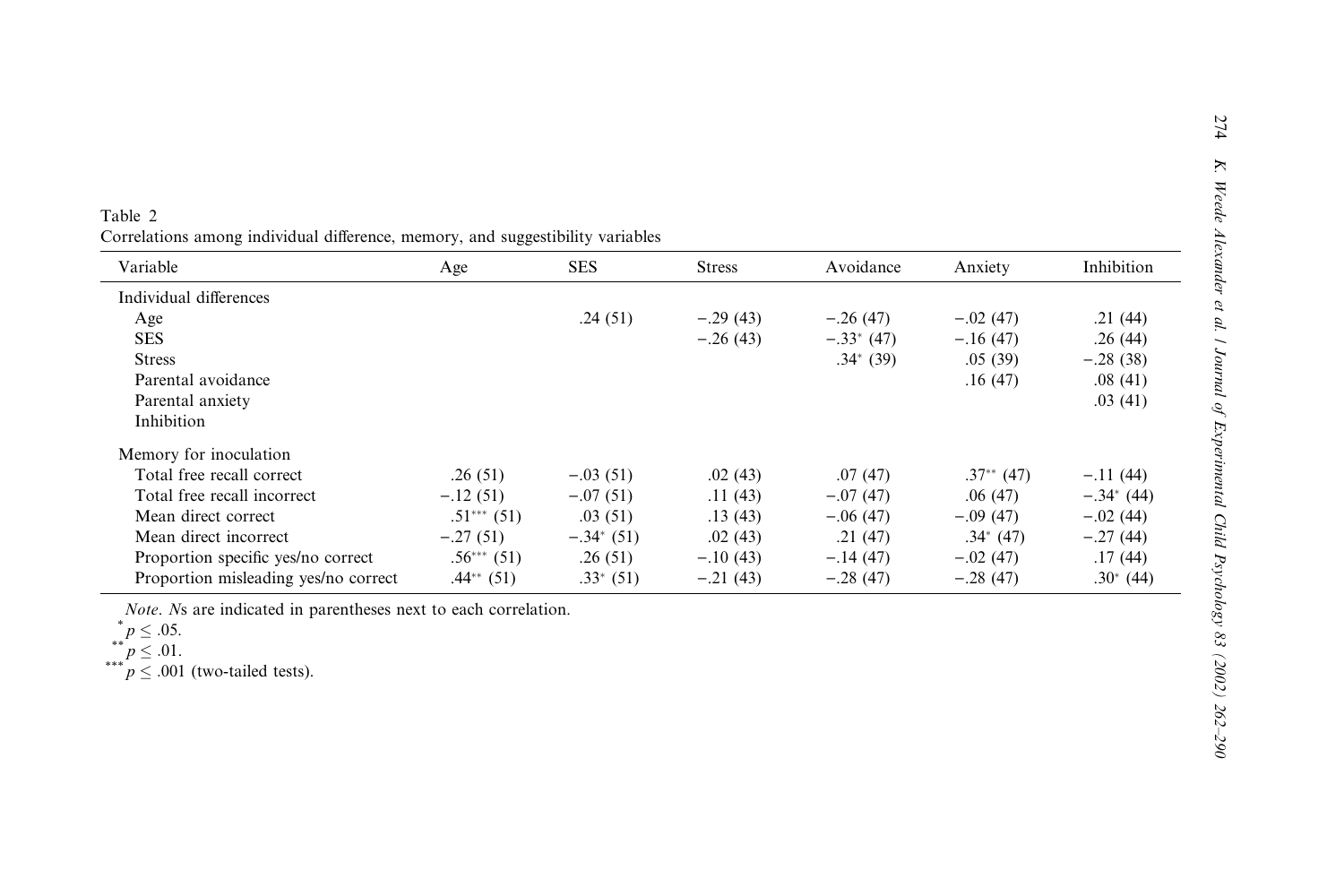Table 2
Correlations among individual difference, memory, and suggestibility variables

| Variable | Age | SES | Stress | Avoidance | Anxiety | Inhibition |
|---|---|---|---|---|---|---|
| Individual differences | | | | | | |
| Age | | .24 (51) | −.29 (43) | −.26 (47) | −.02 (47) | .21 (44) |
| SES | | | −.26 (43) | −.33* (47) | −.16 (47) | .26 (44) |
| Stress | | | | .34* (39) | .05 (39) | −.28 (38) |
| Parental avoidance | | | | | .16 (47) | .08 (41) |
| Parental anxiety | | | | | | .03 (41) |
| Inhibition | | | | | | |
| Memory for inoculation | | | | | | |
| Total free recall correct | .26 (51) | −.03 (51) | .02 (43) | .07 (47) | .37** (47) | −.11 (44) |
| Total free recall incorrect | −.12 (51) | −.07 (51) | .11 (43) | −.07 (47) | .06 (47) | −.34* (44) |
| Mean direct correct | .51*** (51) | .03 (51) | .13 (43) | −.06 (47) | −.09 (47) | −.02 (44) |
| Mean direct incorrect | −.27 (51) | −.34* (51) | .02 (43) | .21 (47) | .34* (47) | −.27 (44) |
| Proportion specific yes/no correct | .56*** (51) | .26 (51) | −.10 (43) | −.14 (47) | −.02 (47) | .17 (44) |
| Proportion misleading yes/no correct | .44** (51) | .33* (51) | −.21 (43) | −.28 (47) | −.28 (47) | .30* (44) |

*Note.* *N*s are indicated in parentheses next to each correlation.

* $p \leq .05$.

** $p \leq .01$.

*** $p \leq .001$ (two-tailed tests).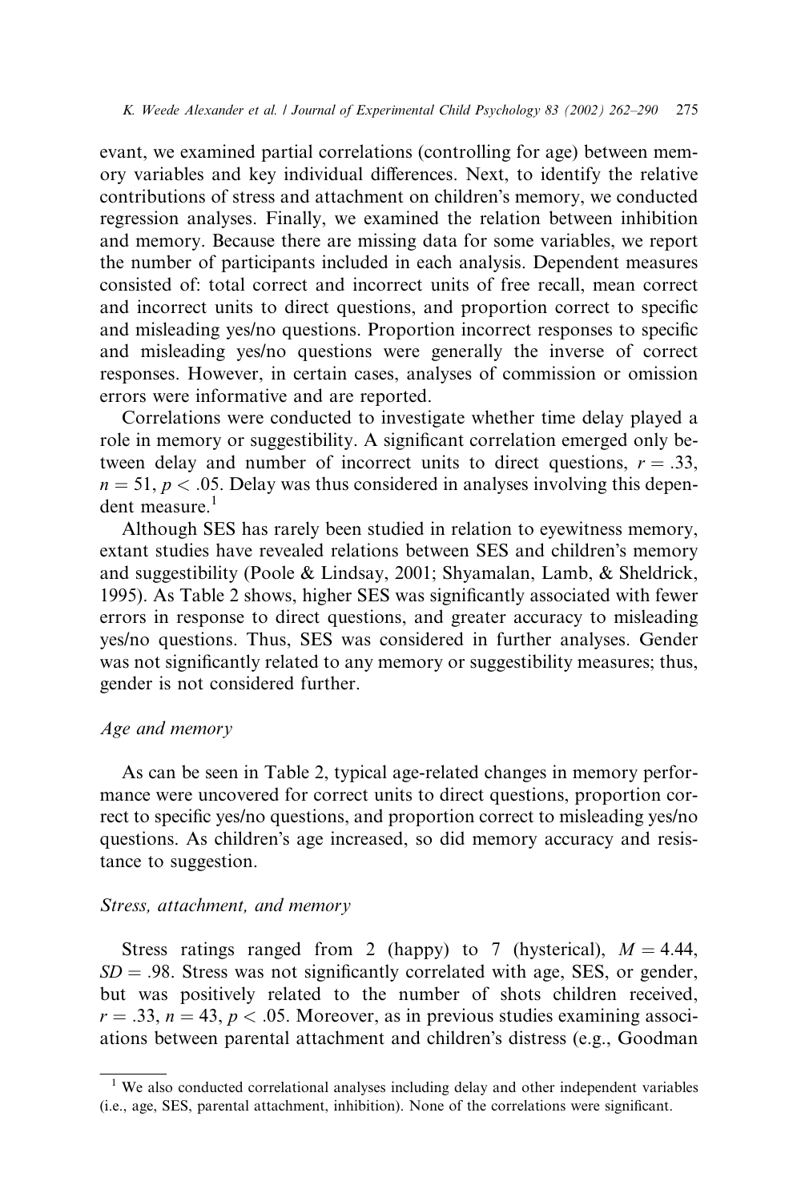evant, we examined partial correlations (controlling for age) between memory variables and key individual differences. Next, to identify the relative contributions of stress and attachment on children's memory, we conducted regression analyses. Finally, we examined the relation between inhibition and memory. Because there are missing data for some variables, we report the number of participants included in each analysis. Dependent measures consisted of: total correct and incorrect units of free recall, mean correct and incorrect units to direct questions, and proportion correct to specific and misleading yes/no questions. Proportion incorrect responses to specific and misleading yes/no questions were generally the inverse of correct responses. However, in certain cases, analyses of commission or omission errors were informative and are reported.

Correlations were conducted to investigate whether time delay played a role in memory or suggestibility. A significant correlation emerged only between delay and number of incorrect units to direct questions, $r = .33$, $n = 51$, $p < .05$. Delay was thus considered in analyses involving this dependent measure.[1]

Although SES has rarely been studied in relation to eyewitness memory, extant studies have revealed relations between SES and children's memory and suggestibility (Poole & Lindsay, 2001; Shyamalan, Lamb, & Sheldrick, 1995). As Table 2 shows, higher SES was significantly associated with fewer errors in response to direct questions, and greater accuracy to misleading yes/no questions. Thus, SES was considered in further analyses. Gender was not significantly related to any memory or suggestibility measures; thus, gender is not considered further.

### *Age and memory*

As can be seen in Table 2, typical age-related changes in memory performance were uncovered for correct units to direct questions, proportion correct to specific yes/no questions, and proportion correct to misleading yes/no questions. As children's age increased, so did memory accuracy and resistance to suggestion.

### *Stress, attachment, and memory*

Stress ratings ranged from 2 (happy) to 7 (hysterical), $M = 4.44$, $SD = .98$. Stress was not significantly correlated with age, SES, or gender, but was positively related to the number of shots children received, $r = .33$, $n = 43$, $p < .05$. Moreover, as in previous studies examining associations between parental attachment and children's distress (e.g., Goodman

---

[1] We also conducted correlational analyses including delay and other independent variables (i.e., age, SES, parental attachment, inhibition). None of the correlations were significant.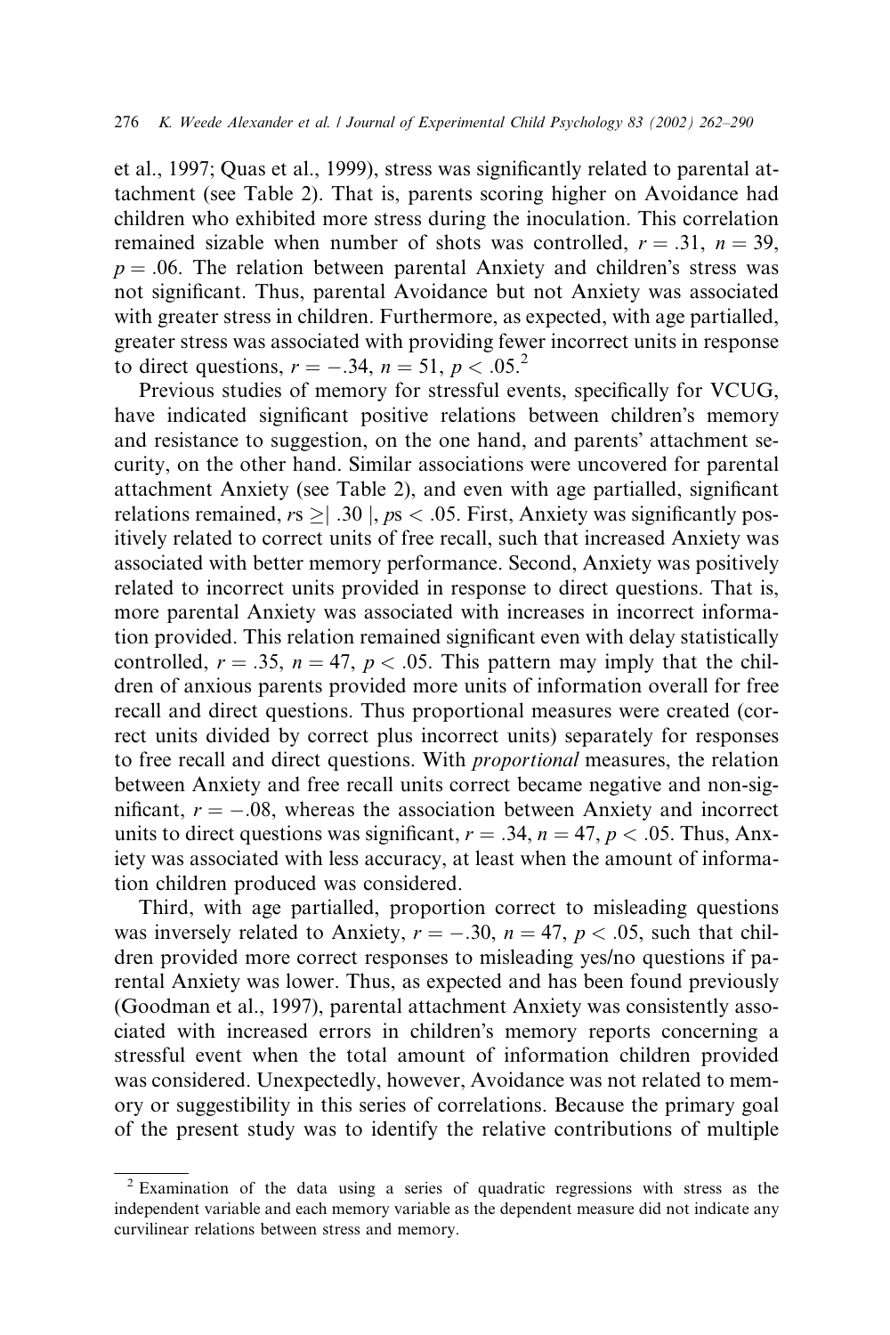et al., 1997; Quas et al., 1999), stress was significantly related to parental attachment (see Table 2). That is, parents scoring higher on Avoidance had children who exhibited more stress during the inoculation. This correlation remained sizable when number of shots was controlled, $r = .31$, $n = 39$, $p = .06$. The relation between parental Anxiety and children's stress was not significant. Thus, parental Avoidance but not Anxiety was associated with greater stress in children. Furthermore, as expected, with age partialled, greater stress was associated with providing fewer incorrect units in response to direct questions, $r = -.34$, $n = 51$, $p < .05$.[2]

Previous studies of memory for stressful events, specifically for VCUG, have indicated significant positive relations between children's memory and resistance to suggestion, on the one hand, and parents' attachment security, on the other hand. Similar associations were uncovered for parental attachment Anxiety (see Table 2), and even with age partialled, significant relations remained, $rs \geq | .30 |$, $ps < .05$. First, Anxiety was significantly positively related to correct units of free recall, such that increased Anxiety was associated with better memory performance. Second, Anxiety was positively related to incorrect units provided in response to direct questions. That is, more parental Anxiety was associated with increases in incorrect information provided. This relation remained significant even with delay statistically controlled, $r = .35$, $n = 47$, $p < .05$. This pattern may imply that the children of anxious parents provided more units of information overall for free recall and direct questions. Thus proportional measures were created (correct units divided by correct plus incorrect units) separately for responses to free recall and direct questions. With *proportional* measures, the relation between Anxiety and free recall units correct became negative and non-significant, $r = -.08$, whereas the association between Anxiety and incorrect units to direct questions was significant, $r = .34$, $n = 47$, $p < .05$. Thus, Anxiety was associated with less accuracy, at least when the amount of information children produced was considered.

Third, with age partialled, proportion correct to misleading questions was inversely related to Anxiety, $r = -.30$, $n = 47$, $p < .05$, such that children provided more correct responses to misleading yes/no questions if parental Anxiety was lower. Thus, as expected and has been found previously (Goodman et al., 1997), parental attachment Anxiety was consistently associated with increased errors in children's memory reports concerning a stressful event when the total amount of information children provided was considered. Unexpectedly, however, Avoidance was not related to memory or suggestibility in this series of correlations. Because the primary goal of the present study was to identify the relative contributions of multiple

---

[2] Examination of the data using a series of quadratic regressions with stress as the independent variable and each memory variable as the dependent measure did not indicate any curvilinear relations between stress and memory.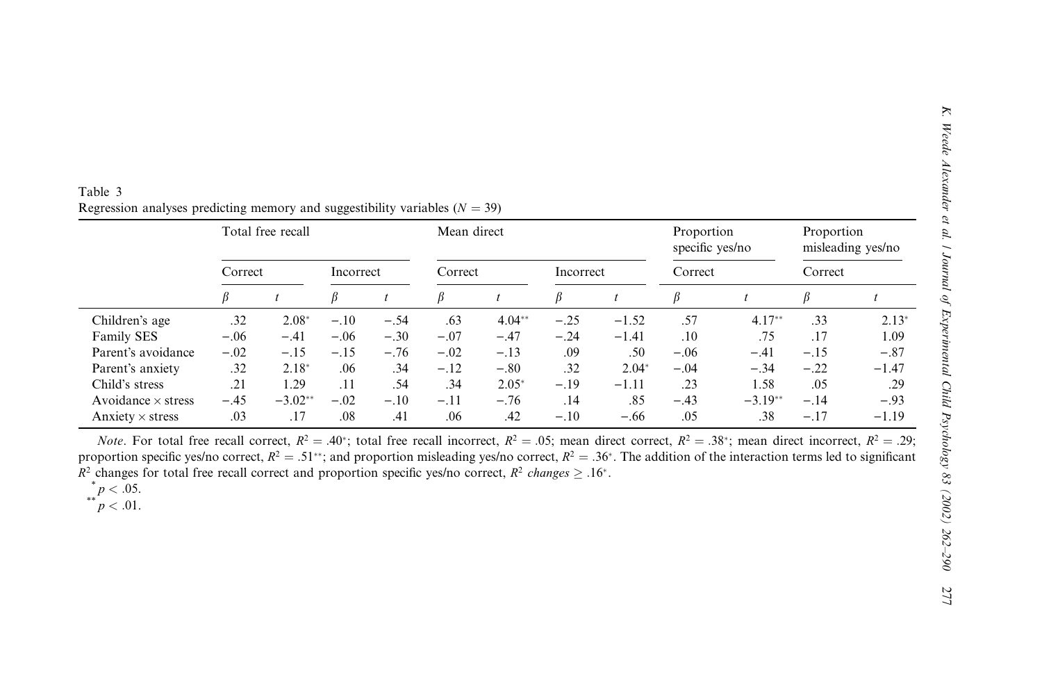Table 3
Regression analyses predicting memory and suggestibility variables ($N = 39$)

| | Total free recall | | | | Mean direct | | | | Proportion specific yes/no | | Proportion misleading yes/no | |
|---|---|---|---|---|---|---|---|---|---|---|---|---|
| | Correct | | Incorrect | | Correct | | Incorrect | | Correct | | Correct | |
| | $\beta$ | $t$ | $\beta$ | $t$ | $\beta$ | $t$ | $\beta$ | $t$ | $\beta$ | $t$ | $\beta$ | $t$ |
| Children's age | .32 | 2.08* | −.10 | −.54 | .63 | 4.04** | −.25 | −1.52 | .57 | 4.17** | .33 | 2.13* |
| Family SES | −.06 | −.41 | −.06 | −.30 | −.07 | −.47 | −.24 | −1.41 | .10 | .75 | .17 | 1.09 |
| Parent's avoidance | −.02 | −.15 | −.15 | −.76 | −.02 | −.13 | .09 | .50 | −.06 | −.41 | −.15 | −.87 |
| Parent's anxiety | .32 | 2.18* | .06 | .34 | −.12 | −.80 | .32 | 2.04* | −.04 | −.34 | −.22 | −1.47 |
| Child's stress | .21 | 1.29 | .11 | .54 | .34 | 2.05* | −.19 | −1.11 | .23 | 1.58 | .05 | .29 |
| Avoidance × stress | −.45 | −3.02** | −.02 | −.10 | −.11 | −.76 | .14 | .85 | −.43 | −3.19** | −.14 | −.93 |
| Anxiety × stress | .03 | .17 | .08 | .41 | .06 | .42 | −.10 | −.66 | .05 | .38 | −.17 | −1.19 |

*Note*. For total free recall correct, $R^2 = .40^*$; total free recall incorrect, $R^2 = .05$; mean direct correct, $R^2 = .38^*$; mean direct incorrect, $R^2 = .29$; proportion specific yes/no correct, $R^2 = .51^{**}$; and proportion misleading yes/no correct, $R^2 = .36^*$. The addition of the interaction terms led to significant $R^2$ changes for total free recall correct and proportion specific yes/no correct, $R^2$ *changes* $\geq .16^*$.

\* $p < .05$.

\*\* $p < .01$.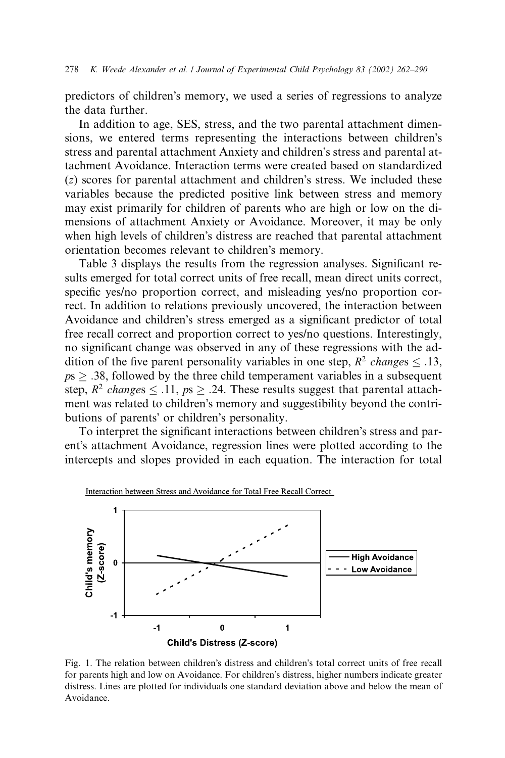predictors of children's memory, we used a series of regressions to analyze the data further.

In addition to age, SES, stress, and the two parental attachment dimensions, we entered terms representing the interactions between children's stress and parental attachment Anxiety and children's stress and parental attachment Avoidance. Interaction terms were created based on standardized ($z$) scores for parental attachment and children's stress. We included these variables because the predicted positive link between stress and memory may exist primarily for children of parents who are high or low on the dimensions of attachment Anxiety or Avoidance. Moreover, it may be only when high levels of children's distress are reached that parental attachment orientation becomes relevant to children's memory.

Table 3 displays the results from the regression analyses. Significant results emerged for total correct units of free recall, mean direct units correct, specific yes/no proportion correct, and misleading yes/no proportion correct. In addition to relations previously uncovered, the interaction between Avoidance and children's stress emerged as a significant predictor of total free recall correct and proportion correct to yes/no questions. Interestingly, no significant change was observed in any of these regressions with the addition of the five parent personality variables in one step, $R^2$ *changes* $\leq .13$, $p\text{s} \geq .38$, followed by the three child temperament variables in a subsequent step, $R^2$ *changes* $\leq .11$, $p\text{s} \geq .24$. These results suggest that parental attachment was related to children's memory and suggestibility beyond the contributions of parents' or children's personality.

To interpret the significant interactions between children's stress and parent's attachment Avoidance, regression lines were plotted according to the intercepts and slopes provided in each equation. The interaction for total

Interaction between Stress and Avoidance for Total Free Recall Correct

Fig. 1. The relation between children's distress and children's total correct units of free recall for parents high and low on Avoidance. For children's distress, higher numbers indicate greater distress. Lines are plotted for individuals one standard deviation above and below the mean of Avoidance.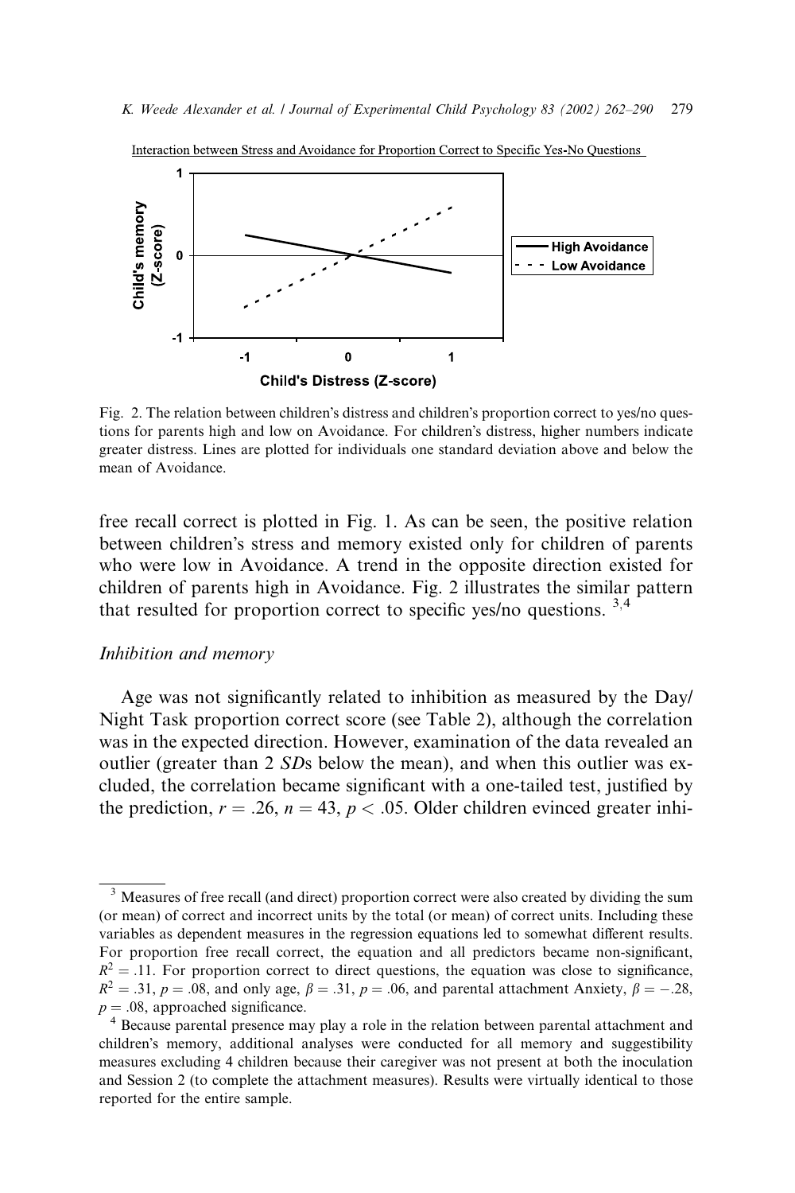Fig. 2. The relation between children's distress and children's proportion correct to yes/no questions for parents high and low on Avoidance. For children's distress, higher numbers indicate greater distress. Lines are plotted for individuals one standard deviation above and below the mean of Avoidance.

free recall correct is plotted in Fig. 1. As can be seen, the positive relation between children's stress and memory existed only for children of parents who were low in Avoidance. A trend in the opposite direction existed for children of parents high in Avoidance. Fig. 2 illustrates the similar pattern that resulted for proportion correct to specific yes/no questions. [3,4]

### *Inhibition and memory*

Age was not significantly related to inhibition as measured by the Day/Night Task proportion correct score (see Table 2), although the correlation was in the expected direction. However, examination of the data revealed an outlier (greater than 2 *SD*s below the mean), and when this outlier was excluded, the correlation became significant with a one-tailed test, justified by the prediction, $r = .26$, $n = 43$, $p < .05$. Older children evinced greater inhi-

---

[3] Measures of free recall (and direct) proportion correct were also created by dividing the sum (or mean) of correct and incorrect units by the total (or mean) of correct units. Including these variables as dependent measures in the regression equations led to somewhat different results. For proportion free recall correct, the equation and all predictors became non-significant, $R^2 = .11$. For proportion correct to direct questions, the equation was close to significance, $R^2 = .31$, $p = .08$, and only age, $\beta = .31$, $p = .06$, and parental attachment Anxiety, $\beta = -.28$, $p = .08$, approached significance.

[4] Because parental presence may play a role in the relation between parental attachment and children's memory, additional analyses were conducted for all memory and suggestibility measures excluding 4 children because their caregiver was not present at both the inoculation and Session 2 (to complete the attachment measures). Results were virtually identical to those reported for the entire sample.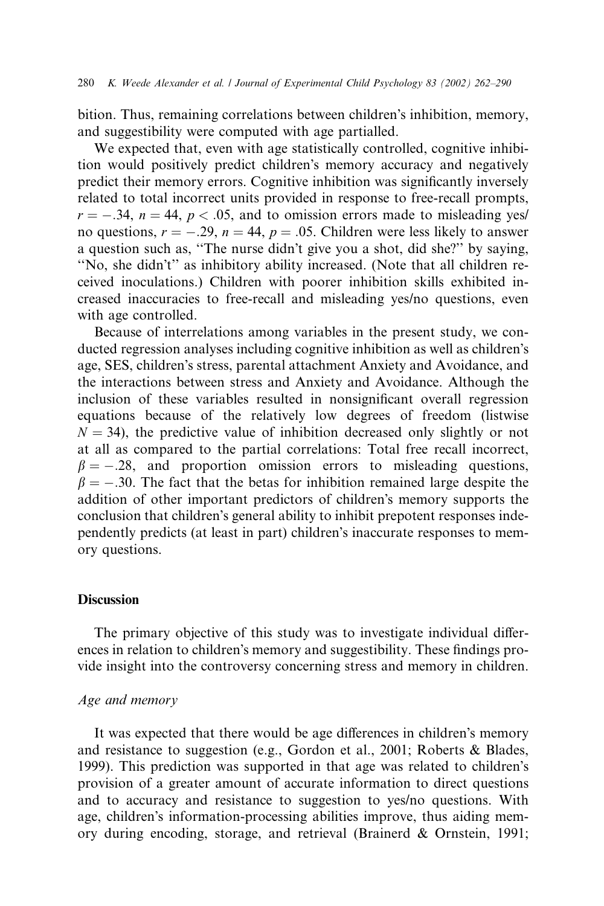bition. Thus, remaining correlations between children's inhibition, memory, and suggestibility were computed with age partialled.

We expected that, even with age statistically controlled, cognitive inhibition would positively predict children's memory accuracy and negatively predict their memory errors. Cognitive inhibition was significantly inversely related to total incorrect units provided in response to free-recall prompts, $r = -.34$, $n = 44$, $p < .05$, and to omission errors made to misleading yes/no questions, $r = -.29$, $n = 44$, $p = .05$. Children were less likely to answer a question such as, "The nurse didn't give you a shot, did she?" by saying, "No, she didn't" as inhibitory ability increased. (Note that all children received inoculations.) Children with poorer inhibition skills exhibited increased inaccuracies to free-recall and misleading yes/no questions, even with age controlled.

Because of interrelations among variables in the present study, we conducted regression analyses including cognitive inhibition as well as children's age, SES, children's stress, parental attachment Anxiety and Avoidance, and the interactions between stress and Anxiety and Avoidance. Although the inclusion of these variables resulted in nonsignificant overall regression equations because of the relatively low degrees of freedom (listwise $N = 34$), the predictive value of inhibition decreased only slightly or not at all as compared to the partial correlations: Total free recall incorrect, $\beta = -.28$, and proportion omission errors to misleading questions, $\beta = -.30$. The fact that the betas for inhibition remained large despite the addition of other important predictors of children's memory supports the conclusion that children's general ability to inhibit prepotent responses independently predicts (at least in part) children's inaccurate responses to memory questions.

## Discussion

The primary objective of this study was to investigate individual differences in relation to children's memory and suggestibility. These findings provide insight into the controversy concerning stress and memory in children.

### *Age and memory*

It was expected that there would be age differences in children's memory and resistance to suggestion (e.g., Gordon et al., 2001; Roberts & Blades, 1999). This prediction was supported in that age was related to children's provision of a greater amount of accurate information to direct questions and to accuracy and resistance to suggestion to yes/no questions. With age, children's information-processing abilities improve, thus aiding memory during encoding, storage, and retrieval (Brainerd & Ornstein, 1991;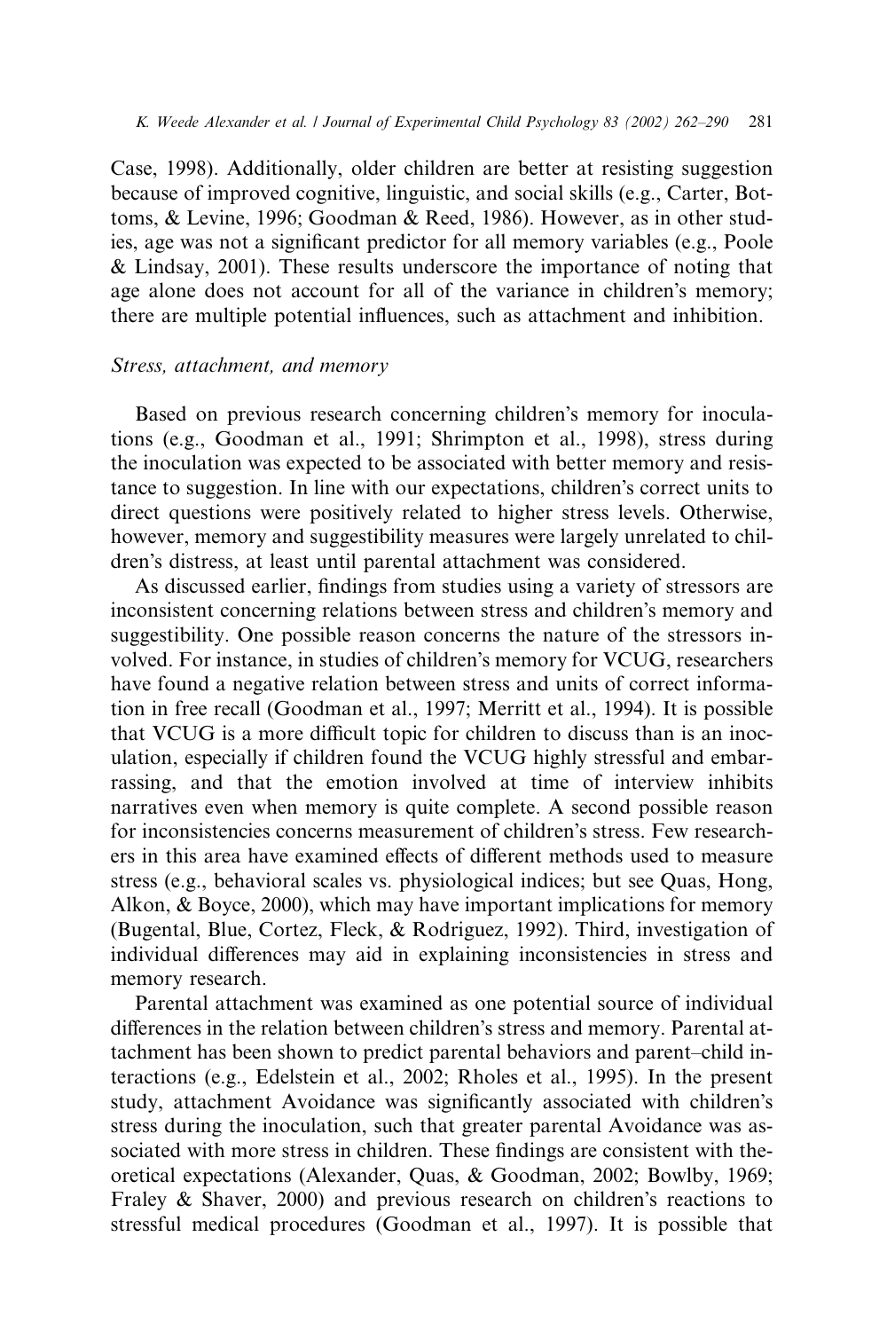Case, 1998). Additionally, older children are better at resisting suggestion because of improved cognitive, linguistic, and social skills (e.g., Carter, Bottoms, & Levine, 1996; Goodman & Reed, 1986). However, as in other studies, age was not a significant predictor for all memory variables (e.g., Poole & Lindsay, 2001). These results underscore the importance of noting that age alone does not account for all of the variance in children's memory; there are multiple potential influences, such as attachment and inhibition.

### *Stress, attachment, and memory*

Based on previous research concerning children's memory for inoculations (e.g., Goodman et al., 1991; Shrimpton et al., 1998), stress during the inoculation was expected to be associated with better memory and resistance to suggestion. In line with our expectations, children's correct units to direct questions were positively related to higher stress levels. Otherwise, however, memory and suggestibility measures were largely unrelated to children's distress, at least until parental attachment was considered.

As discussed earlier, findings from studies using a variety of stressors are inconsistent concerning relations between stress and children's memory and suggestibility. One possible reason concerns the nature of the stressors involved. For instance, in studies of children's memory for VCUG, researchers have found a negative relation between stress and units of correct information in free recall (Goodman et al., 1997; Merritt et al., 1994). It is possible that VCUG is a more difficult topic for children to discuss than is an inoculation, especially if children found the VCUG highly stressful and embarrassing, and that the emotion involved at time of interview inhibits narratives even when memory is quite complete. A second possible reason for inconsistencies concerns measurement of children's stress. Few researchers in this area have examined effects of different methods used to measure stress (e.g., behavioral scales vs. physiological indices; but see Quas, Hong, Alkon, & Boyce, 2000), which may have important implications for memory (Bugental, Blue, Cortez, Fleck, & Rodriguez, 1992). Third, investigation of individual differences may aid in explaining inconsistencies in stress and memory research.

Parental attachment was examined as one potential source of individual differences in the relation between children's stress and memory. Parental attachment has been shown to predict parental behaviors and parent–child interactions (e.g., Edelstein et al., 2002; Rholes et al., 1995). In the present study, attachment Avoidance was significantly associated with children's stress during the inoculation, such that greater parental Avoidance was associated with more stress in children. These findings are consistent with theoretical expectations (Alexander, Quas, & Goodman, 2002; Bowlby, 1969; Fraley & Shaver, 2000) and previous research on children's reactions to stressful medical procedures (Goodman et al., 1997). It is possible that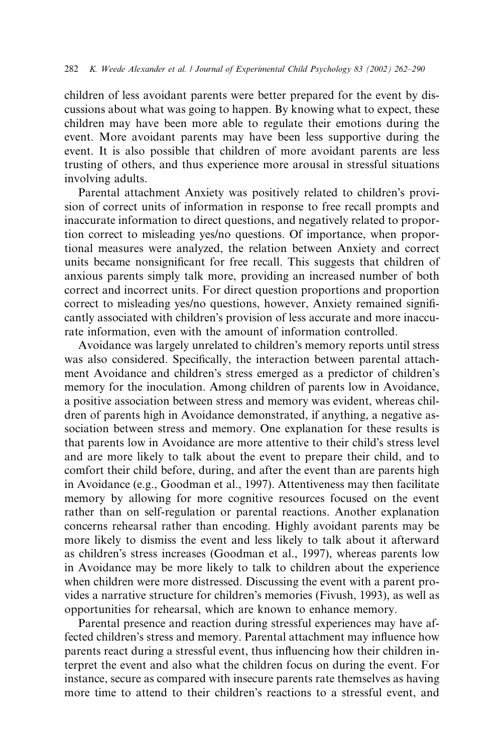children of less avoidant parents were better prepared for the event by discussions about what was going to happen. By knowing what to expect, these children may have been more able to regulate their emotions during the event. More avoidant parents may have been less supportive during the event. It is also possible that children of more avoidant parents are less trusting of others, and thus experience more arousal in stressful situations involving adults.

Parental attachment Anxiety was positively related to children's provision of correct units of information in response to free recall prompts and inaccurate information to direct questions, and negatively related to proportion correct to misleading yes/no questions. Of importance, when proportional measures were analyzed, the relation between Anxiety and correct units became nonsignificant for free recall. This suggests that children of anxious parents simply talk more, providing an increased number of both correct and incorrect units. For direct question proportions and proportion correct to misleading yes/no questions, however, Anxiety remained significantly associated with children's provision of less accurate and more inaccurate information, even with the amount of information controlled.

Avoidance was largely unrelated to children's memory reports until stress was also considered. Specifically, the interaction between parental attachment Avoidance and children's stress emerged as a predictor of children's memory for the inoculation. Among children of parents low in Avoidance, a positive association between stress and memory was evident, whereas children of parents high in Avoidance demonstrated, if anything, a negative association between stress and memory. One explanation for these results is that parents low in Avoidance are more attentive to their child's stress level and are more likely to talk about the event to prepare their child, and to comfort their child before, during, and after the event than are parents high in Avoidance (e.g., Goodman et al., 1997). Attentiveness may then facilitate memory by allowing for more cognitive resources focused on the event rather than on self-regulation or parental reactions. Another explanation concerns rehearsal rather than encoding. Highly avoidant parents may be more likely to dismiss the event and less likely to talk about it afterward as children's stress increases (Goodman et al., 1997), whereas parents low in Avoidance may be more likely to talk to children about the experience when children were more distressed. Discussing the event with a parent provides a narrative structure for children's memories (Fivush, 1993), as well as opportunities for rehearsal, which are known to enhance memory.

Parental presence and reaction during stressful experiences may have affected children's stress and memory. Parental attachment may influence how parents react during a stressful event, thus influencing how their children interpret the event and also what the children focus on during the event. For instance, secure as compared with insecure parents rate themselves as having more time to attend to their children's reactions to a stressful event, and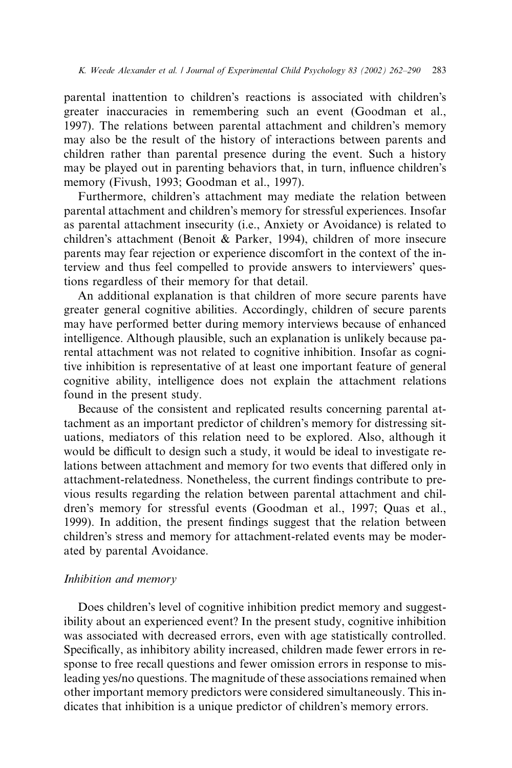parental inattention to children's reactions is associated with children's greater inaccuracies in remembering such an event (Goodman et al., 1997). The relations between parental attachment and children's memory may also be the result of the history of interactions between parents and children rather than parental presence during the event. Such a history may be played out in parenting behaviors that, in turn, influence children's memory (Fivush, 1993; Goodman et al., 1997).

Furthermore, children's attachment may mediate the relation between parental attachment and children's memory for stressful experiences. Insofar as parental attachment insecurity (i.e., Anxiety or Avoidance) is related to children's attachment (Benoit & Parker, 1994), children of more insecure parents may fear rejection or experience discomfort in the context of the interview and thus feel compelled to provide answers to interviewers' questions regardless of their memory for that detail.

An additional explanation is that children of more secure parents have greater general cognitive abilities. Accordingly, children of secure parents may have performed better during memory interviews because of enhanced intelligence. Although plausible, such an explanation is unlikely because parental attachment was not related to cognitive inhibition. Insofar as cognitive inhibition is representative of at least one important feature of general cognitive ability, intelligence does not explain the attachment relations found in the present study.

Because of the consistent and replicated results concerning parental attachment as an important predictor of children's memory for distressing situations, mediators of this relation need to be explored. Also, although it would be difficult to design such a study, it would be ideal to investigate relations between attachment and memory for two events that differed only in attachment-relatedness. Nonetheless, the current findings contribute to previous results regarding the relation between parental attachment and children's memory for stressful events (Goodman et al., 1997; Quas et al., 1999). In addition, the present findings suggest that the relation between children's stress and memory for attachment-related events may be moderated by parental Avoidance.

### *Inhibition and memory*

Does children's level of cognitive inhibition predict memory and suggestibility about an experienced event? In the present study, cognitive inhibition was associated with decreased errors, even with age statistically controlled. Specifically, as inhibitory ability increased, children made fewer errors in response to free recall questions and fewer omission errors in response to misleading yes/no questions. The magnitude of these associations remained when other important memory predictors were considered simultaneously. This indicates that inhibition is a unique predictor of children's memory errors.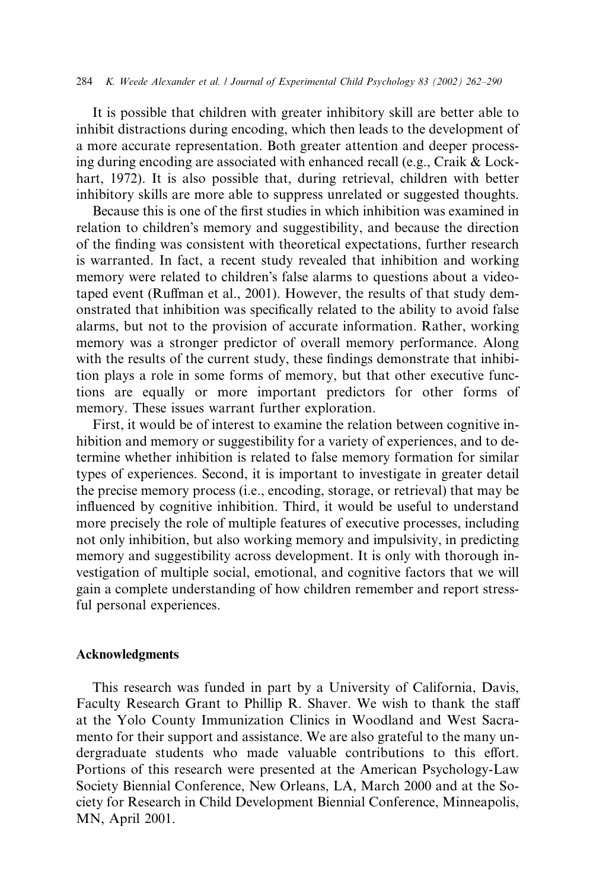It is possible that children with greater inhibitory skill are better able to inhibit distractions during encoding, which then leads to the development of a more accurate representation. Both greater attention and deeper processing during encoding are associated with enhanced recall (e.g., Craik & Lockhart, 1972). It is also possible that, during retrieval, children with better inhibitory skills are more able to suppress unrelated or suggested thoughts.

Because this is one of the first studies in which inhibition was examined in relation to children's memory and suggestibility, and because the direction of the finding was consistent with theoretical expectations, further research is warranted. In fact, a recent study revealed that inhibition and working memory were related to children's false alarms to questions about a videotaped event (Ruffman et al., 2001). However, the results of that study demonstrated that inhibition was specifically related to the ability to avoid false alarms, but not to the provision of accurate information. Rather, working memory was a stronger predictor of overall memory performance. Along with the results of the current study, these findings demonstrate that inhibition plays a role in some forms of memory, but that other executive functions are equally or more important predictors for other forms of memory. These issues warrant further exploration.

First, it would be of interest to examine the relation between cognitive inhibition and memory or suggestibility for a variety of experiences, and to determine whether inhibition is related to false memory formation for similar types of experiences. Second, it is important to investigate in greater detail the precise memory process (i.e., encoding, storage, or retrieval) that may be influenced by cognitive inhibition. Third, it would be useful to understand more precisely the role of multiple features of executive processes, including not only inhibition, but also working memory and impulsivity, in predicting memory and suggestibility across development. It is only with thorough investigation of multiple social, emotional, and cognitive factors that we will gain a complete understanding of how children remember and report stressful personal experiences.

## Acknowledgments

This research was funded in part by a University of California, Davis, Faculty Research Grant to Phillip R. Shaver. We wish to thank the staff at the Yolo County Immunization Clinics in Woodland and West Sacramento for their support and assistance. We are also grateful to the many undergraduate students who made valuable contributions to this effort. Portions of this research were presented at the American Psychology-Law Society Biennial Conference, New Orleans, LA, March 2000 and at the Society for Research in Child Development Biennial Conference, Minneapolis, MN, April 2001.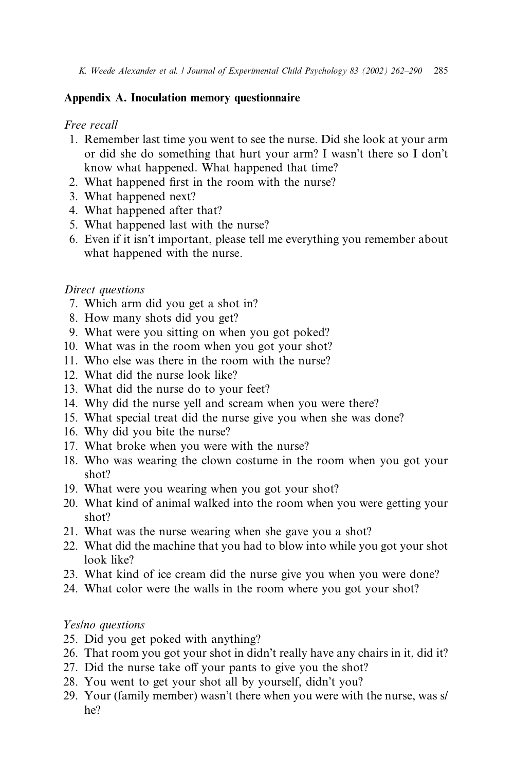## Appendix A. Inoculation memory questionnaire

*Free recall*

1. Remember last time you went to see the nurse. Did she look at your arm or did she do something that hurt your arm? I wasn't there so I don't know what happened. What happened that time?
2. What happened first in the room with the nurse?
3. What happened next?
4. What happened after that?
5. What happened last with the nurse?
6. Even if it isn't important, please tell me everything you remember about what happened with the nurse.

*Direct questions*

7. Which arm did you get a shot in?
8. How many shots did you get?
9. What were you sitting on when you got poked?
10. What was in the room when you got your shot?
11. Who else was there in the room with the nurse?
12. What did the nurse look like?
13. What did the nurse do to your feet?
14. Why did the nurse yell and scream when you were there?
15. What special treat did the nurse give you when she was done?
16. Why did you bite the nurse?
17. What broke when you were with the nurse?
18. Who was wearing the clown costume in the room when you got your shot?
19. What were you wearing when you got your shot?
20. What kind of animal walked into the room when you were getting your shot?
21. What was the nurse wearing when she gave you a shot?
22. What did the machine that you had to blow into while you got your shot look like?
23. What kind of ice cream did the nurse give you when you were done?
24. What color were the walls in the room where you got your shot?

*Yes/no questions*

25. Did you get poked with anything?
26. That room you got your shot in didn't really have any chairs in it, did it?
27. Did the nurse take off your pants to give you the shot?
28. You went to get your shot all by yourself, didn't you?
29. Your (family member) wasn't there when you were with the nurse, was s/he?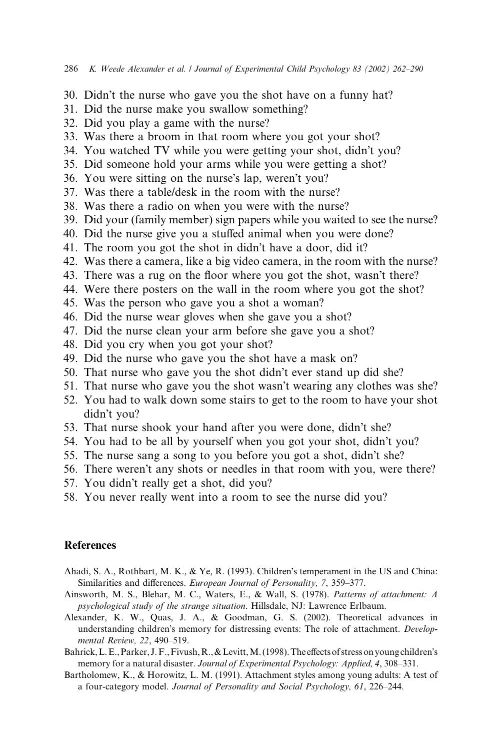30. Didn't the nurse who gave you the shot have on a funny hat?
31. Did the nurse make you swallow something?
32. Did you play a game with the nurse?
33. Was there a broom in that room where you got your shot?
34. You watched TV while you were getting your shot, didn't you?
35. Did someone hold your arms while you were getting a shot?
36. You were sitting on the nurse's lap, weren't you?
37. Was there a table/desk in the room with the nurse?
38. Was there a radio on when you were with the nurse?
39. Did your (family member) sign papers while you waited to see the nurse?
40. Did the nurse give you a stuffed animal when you were done?
41. The room you got the shot in didn't have a door, did it?
42. Was there a camera, like a big video camera, in the room with the nurse?
43. There was a rug on the floor where you got the shot, wasn't there?
44. Were there posters on the wall in the room where you got the shot?
45. Was the person who gave you a shot a woman?
46. Did the nurse wear gloves when she gave you a shot?
47. Did the nurse clean your arm before she gave you a shot?
48. Did you cry when you got your shot?
49. Did the nurse who gave you the shot have a mask on?
50. That nurse who gave you the shot didn't ever stand up did she?
51. That nurse who gave you the shot wasn't wearing any clothes was she?
52. You had to walk down some stairs to get to the room to have your shot didn't you?
53. That nurse shook your hand after you were done, didn't she?
54. You had to be all by yourself when you got your shot, didn't you?
55. The nurse sang a song to you before you got a shot, didn't she?
56. There weren't any shots or needles in that room with you, were there?
57. You didn't really get a shot, did you?
58. You never really went into a room to see the nurse did you?

## References

Ahadi, S. A., Rothbart, M. K., & Ye, R. (1993). Children's temperament in the US and China: Similarities and differences. *European Journal of Personality, 7*, 359–377.

Ainsworth, M. S., Blehar, M. C., Waters, E., & Wall, S. (1978). *Patterns of attachment: A psychological study of the strange situation*. Hillsdale, NJ: Lawrence Erlbaum.

Alexander, K. W., Quas, J. A., & Goodman, G. S. (2002). Theoretical advances in understanding children's memory for distressing events: The role of attachment. *Developmental Review, 22*, 490–519.

Bahrick, L. E., Parker, J. F., Fivush, R., & Levitt, M. (1998). The effects of stress on young children's memory for a natural disaster. *Journal of Experimental Psychology: Applied, 4*, 308–331.

Bartholomew, K., & Horowitz, L. M. (1991). Attachment styles among young adults: A test of a four-category model. *Journal of Personality and Social Psychology, 61*, 226–244.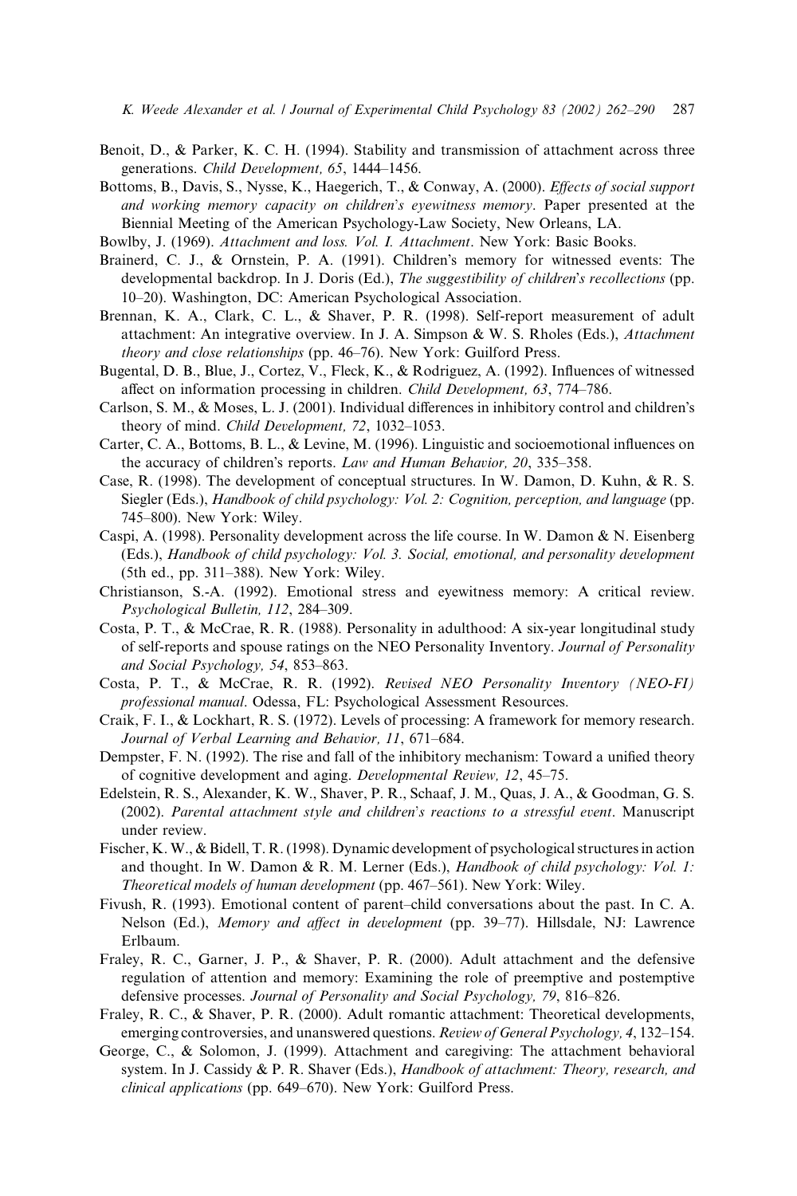Benoit, D., & Parker, K. C. H. (1994). Stability and transmission of attachment across three generations. *Child Development, 65*, 1444–1456.

Bottoms, B., Davis, S., Nysse, K., Haegerich, T., & Conway, A. (2000). *Effects of social support and working memory capacity on children's eyewitness memory*. Paper presented at the Biennial Meeting of the American Psychology-Law Society, New Orleans, LA.

Bowlby, J. (1969). *Attachment and loss. Vol. I. Attachment*. New York: Basic Books.

Brainerd, C. J., & Ornstein, P. A. (1991). Children's memory for witnessed events: The developmental backdrop. In J. Doris (Ed.), *The suggestibility of children's recollections* (pp. 10–20). Washington, DC: American Psychological Association.

Brennan, K. A., Clark, C. L., & Shaver, P. R. (1998). Self-report measurement of adult attachment: An integrative overview. In J. A. Simpson & W. S. Rholes (Eds.), *Attachment theory and close relationships* (pp. 46–76). New York: Guilford Press.

Bugental, D. B., Blue, J., Cortez, V., Fleck, K., & Rodriguez, A. (1992). Influences of witnessed affect on information processing in children. *Child Development, 63*, 774–786.

Carlson, S. M., & Moses, L. J. (2001). Individual differences in inhibitory control and children's theory of mind. *Child Development, 72*, 1032–1053.

Carter, C. A., Bottoms, B. L., & Levine, M. (1996). Linguistic and socioemotional influences on the accuracy of children's reports. *Law and Human Behavior, 20*, 335–358.

Case, R. (1998). The development of conceptual structures. In W. Damon, D. Kuhn, & R. S. Siegler (Eds.), *Handbook of child psychology: Vol. 2: Cognition, perception, and language* (pp. 745–800). New York: Wiley.

Caspi, A. (1998). Personality development across the life course. In W. Damon & N. Eisenberg (Eds.), *Handbook of child psychology: Vol. 3. Social, emotional, and personality development* (5th ed., pp. 311–388). New York: Wiley.

Christianson, S.-A. (1992). Emotional stress and eyewitness memory: A critical review. *Psychological Bulletin, 112*, 284–309.

Costa, P. T., & McCrae, R. R. (1988). Personality in adulthood: A six-year longitudinal study of self-reports and spouse ratings on the NEO Personality Inventory. *Journal of Personality and Social Psychology, 54*, 853–863.

Costa, P. T., & McCrae, R. R. (1992). *Revised NEO Personality Inventory (NEO-FI) professional manual*. Odessa, FL: Psychological Assessment Resources.

Craik, F. I., & Lockhart, R. S. (1972). Levels of processing: A framework for memory research. *Journal of Verbal Learning and Behavior, 11*, 671–684.

Dempster, F. N. (1992). The rise and fall of the inhibitory mechanism: Toward a unified theory of cognitive development and aging. *Developmental Review, 12*, 45–75.

Edelstein, R. S., Alexander, K. W., Shaver, P. R., Schaaf, J. M., Quas, J. A., & Goodman, G. S. (2002). *Parental attachment style and children's reactions to a stressful event*. Manuscript under review.

Fischer, K. W., & Bidell, T. R. (1998). Dynamic development of psychological structures in action and thought. In W. Damon & R. M. Lerner (Eds.), *Handbook of child psychology: Vol. 1: Theoretical models of human development* (pp. 467–561). New York: Wiley.

Fivush, R. (1993). Emotional content of parent–child conversations about the past. In C. A. Nelson (Ed.), *Memory and affect in development* (pp. 39–77). Hillsdale, NJ: Lawrence Erlbaum.

Fraley, R. C., Garner, J. P., & Shaver, P. R. (2000). Adult attachment and the defensive regulation of attention and memory: Examining the role of preemptive and postemptive defensive processes. *Journal of Personality and Social Psychology, 79*, 816–826.

Fraley, R. C., & Shaver, P. R. (2000). Adult romantic attachment: Theoretical developments, emerging controversies, and unanswered questions. *Review of General Psychology, 4*, 132–154.

George, C., & Solomon, J. (1999). Attachment and caregiving: The attachment behavioral system. In J. Cassidy & P. R. Shaver (Eds.), *Handbook of attachment: Theory, research, and clinical applications* (pp. 649–670). New York: Guilford Press.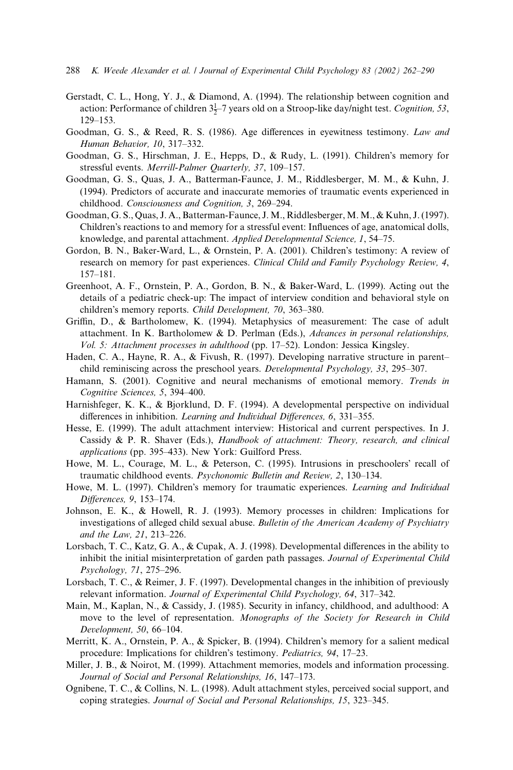Gerstadt, C. L., Hong, Y. J., & Diamond, A. (1994). The relationship between cognition and action: Performance of children $3\frac{1}{2}$–7 years old on a Stroop-like day/night test. *Cognition, 53*, 129–153.

Goodman, G. S., & Reed, R. S. (1986). Age differences in eyewitness testimony. *Law and Human Behavior, 10*, 317–332.

Goodman, G. S., Hirschman, J. E., Hepps, D., & Rudy, L. (1991). Children's memory for stressful events. *Merrill-Palmer Quarterly, 37*, 109–157.

Goodman, G. S., Quas, J. A., Batterman-Faunce, J. M., Riddlesberger, M. M., & Kuhn, J. (1994). Predictors of accurate and inaccurate memories of traumatic events experienced in childhood. *Consciousness and Cognition, 3*, 269–294.

Goodman, G. S., Quas, J. A., Batterman-Faunce, J. M., Riddlesberger, M. M., & Kuhn, J. (1997). Children's reactions to and memory for a stressful event: Influences of age, anatomical dolls, knowledge, and parental attachment. *Applied Developmental Science, 1*, 54–75.

Gordon, B. N., Baker-Ward, L., & Ornstein, P. A. (2001). Children's testimony: A review of research on memory for past experiences. *Clinical Child and Family Psychology Review, 4*, 157–181.

Greenhoot, A. F., Ornstein, P. A., Gordon, B. N., & Baker-Ward, L. (1999). Acting out the details of a pediatric check-up: The impact of interview condition and behavioral style on children's memory reports. *Child Development, 70*, 363–380.

Griffin, D., & Bartholomew, K. (1994). Metaphysics of measurement: The case of adult attachment. In K. Bartholomew & D. Perlman (Eds.), *Advances in personal relationships, Vol. 5: Attachment processes in adulthood* (pp. 17–52). London: Jessica Kingsley.

Haden, C. A., Hayne, R. A., & Fivush, R. (1997). Developing narrative structure in parent–child reminiscing across the preschool years. *Developmental Psychology, 33*, 295–307.

Hamann, S. (2001). Cognitive and neural mechanisms of emotional memory. *Trends in Cognitive Sciences, 5*, 394–400.

Harnishfeger, K. K., & Bjorklund, D. F. (1994). A developmental perspective on individual differences in inhibition. *Learning and Individual Differences, 6*, 331–355.

Hesse, E. (1999). The adult attachment interview: Historical and current perspectives. In J. Cassidy & P. R. Shaver (Eds.), *Handbook of attachment: Theory, research, and clinical applications* (pp. 395–433). New York: Guilford Press.

Howe, M. L., Courage, M. L., & Peterson, C. (1995). Intrusions in preschoolers' recall of traumatic childhood events. *Psychonomic Bulletin and Review, 2*, 130–134.

Howe, M. L. (1997). Children's memory for traumatic experiences. *Learning and Individual Differences, 9*, 153–174.

Johnson, E. K., & Howell, R. J. (1993). Memory processes in children: Implications for investigations of alleged child sexual abuse. *Bulletin of the American Academy of Psychiatry and the Law, 21*, 213–226.

Lorsbach, T. C., Katz, G. A., & Cupak, A. J. (1998). Developmental differences in the ability to inhibit the initial misinterpretation of garden path passages. *Journal of Experimental Child Psychology, 71*, 275–296.

Lorsbach, T. C., & Reimer, J. F. (1997). Developmental changes in the inhibition of previously relevant information. *Journal of Experimental Child Psychology, 64*, 317–342.

Main, M., Kaplan, N., & Cassidy, J. (1985). Security in infancy, childhood, and adulthood: A move to the level of representation. *Monographs of the Society for Research in Child Development, 50*, 66–104.

Merritt, K. A., Ornstein, P. A., & Spicker, B. (1994). Children's memory for a salient medical procedure: Implications for children's testimony. *Pediatrics, 94*, 17–23.

Miller, J. B., & Noirot, M. (1999). Attachment memories, models and information processing. *Journal of Social and Personal Relationships, 16*, 147–173.

Ognibene, T. C., & Collins, N. L. (1998). Adult attachment styles, perceived social support, and coping strategies. *Journal of Social and Personal Relationships, 15*, 323–345.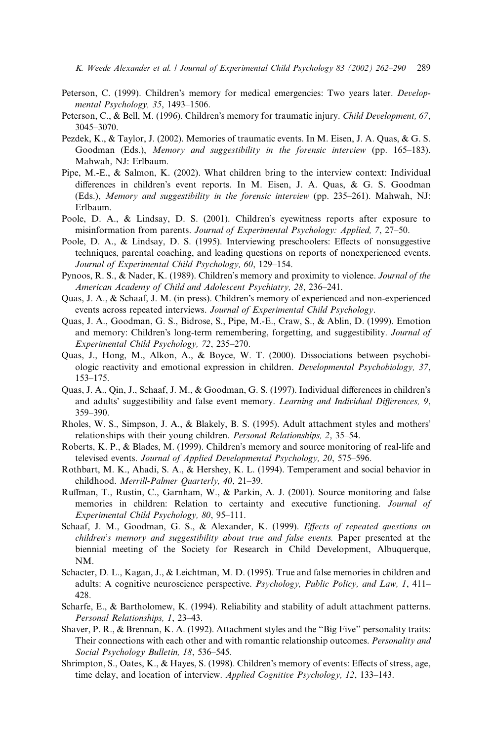Peterson, C. (1999). Children's memory for medical emergencies: Two years later. *Developmental Psychology, 35*, 1493–1506.

Peterson, C., & Bell, M. (1996). Children's memory for traumatic injury. *Child Development, 67*, 3045–3070.

Pezdek, K., & Taylor, J. (2002). Memories of traumatic events. In M. Eisen, J. A. Quas, & G. S. Goodman (Eds.), *Memory and suggestibility in the forensic interview* (pp. 165–183). Mahwah, NJ: Erlbaum.

Pipe, M.-E., & Salmon, K. (2002). What children bring to the interview context: Individual differences in children's event reports. In M. Eisen, J. A. Quas, & G. S. Goodman (Eds.), *Memory and suggestibility in the forensic interview* (pp. 235–261). Mahwah, NJ: Erlbaum.

Poole, D. A., & Lindsay, D. S. (2001). Children's eyewitness reports after exposure to misinformation from parents. *Journal of Experimental Psychology: Applied, 7*, 27–50.

Poole, D. A., & Lindsay, D. S. (1995). Interviewing preschoolers: Effects of nonsuggestive techniques, parental coaching, and leading questions on reports of nonexperienced events. *Journal of Experimental Child Psychology, 60*, 129–154.

Pynoos, R. S., & Nader, K. (1989). Children's memory and proximity to violence. *Journal of the American Academy of Child and Adolescent Psychiatry, 28*, 236–241.

Quas, J. A., & Schaaf, J. M. (in press). Children's memory of experienced and non-experienced events across repeated interviews. *Journal of Experimental Child Psychology*.

Quas, J. A., Goodman, G. S., Bidrose, S., Pipe, M.-E., Craw, S., & Ablin, D. (1999). Emotion and memory: Children's long-term remembering, forgetting, and suggestibility. *Journal of Experimental Child Psychology, 72*, 235–270.

Quas, J., Hong, M., Alkon, A., & Boyce, W. T. (2000). Dissociations between psychobiologic reactivity and emotional expression in children. *Developmental Psychobiology, 37*, 153–175.

Quas, J. A., Qin, J., Schaaf, J. M., & Goodman, G. S. (1997). Individual differences in children's and adults' suggestibility and false event memory. *Learning and Individual Differences, 9*, 359–390.

Rholes, W. S., Simpson, J. A., & Blakely, B. S. (1995). Adult attachment styles and mothers' relationships with their young children. *Personal Relationships, 2*, 35–54.

Roberts, K. P., & Blades, M. (1999). Children's memory and source monitoring of real-life and televised events. *Journal of Applied Developmental Psychology, 20*, 575–596.

Rothbart, M. K., Ahadi, S. A., & Hershey, K. L. (1994). Temperament and social behavior in childhood. *Merrill-Palmer Quarterly, 40*, 21–39.

Ruffman, T., Rustin, C., Garnham, W., & Parkin, A. J. (2001). Source monitoring and false memories in children: Relation to certainty and executive functioning. *Journal of Experimental Child Psychology, 80*, 95–111.

Schaaf, J. M., Goodman, G. S., & Alexander, K. (1999). *Effects of repeated questions on children's memory and suggestibility about true and false events.* Paper presented at the biennial meeting of the Society for Research in Child Development, Albuquerque, NM.

Schacter, D. L., Kagan, J., & Leichtman, M. D. (1995). True and false memories in children and adults: A cognitive neuroscience perspective. *Psychology, Public Policy, and Law, 1*, 411–428.

Scharfe, E., & Bartholomew, K. (1994). Reliability and stability of adult attachment patterns. *Personal Relationships, 1*, 23–43.

Shaver, P. R., & Brennan, K. A. (1992). Attachment styles and the "Big Five" personality traits: Their connections with each other and with romantic relationship outcomes. *Personality and Social Psychology Bulletin, 18*, 536–545.

Shrimpton, S., Oates, K., & Hayes, S. (1998). Children's memory of events: Effects of stress, age, time delay, and location of interview. *Applied Cognitive Psychology, 12*, 133–143.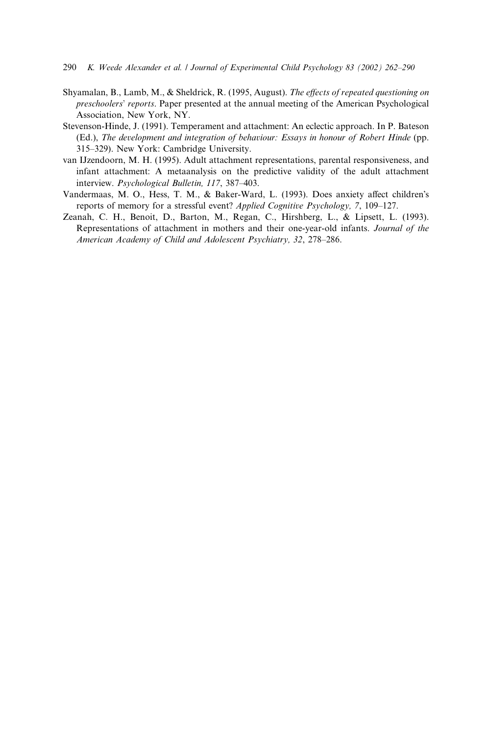Shyamalan, B., Lamb, M., & Sheldrick, R. (1995, August). *The effects of repeated questioning on preschoolers' reports*. Paper presented at the annual meeting of the American Psychological Association, New York, NY.

Stevenson-Hinde, J. (1991). Temperament and attachment: An eclectic approach. In P. Bateson (Ed.), *The development and integration of behaviour: Essays in honour of Robert Hinde* (pp. 315–329). New York: Cambridge University.

van IJzendoorn, M. H. (1995). Adult attachment representations, parental responsiveness, and infant attachment: A metaanalysis on the predictive validity of the adult attachment interview. *Psychological Bulletin, 117*, 387–403.

Vandermaas, M. O., Hess, T. M., & Baker-Ward, L. (1993). Does anxiety affect children's reports of memory for a stressful event? *Applied Cognitive Psychology, 7*, 109–127.

Zeanah, C. H., Benoit, D., Barton, M., Regan, C., Hirshberg, L., & Lipsett, L. (1993). Representations of attachment in mothers and their one-year-old infants. *Journal of the American Academy of Child and Adolescent Psychiatry, 32*, 278–286.